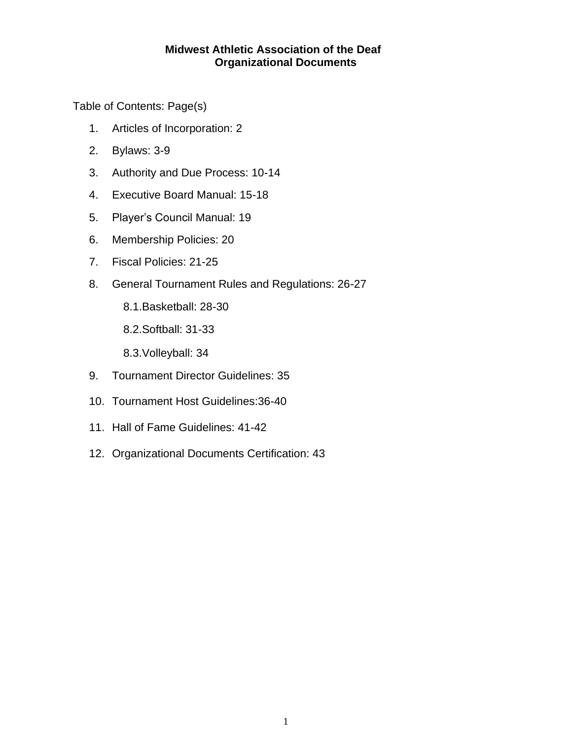# Midwest Athletic Association of the Deaf
## Organizational Documents

Table of Contents: Page(s)

1. Articles of Incorporation: 2
2. Bylaws: 3-9
3. Authority and Due Process: 10-14
4. Executive Board Manual: 15-18
5. Player's Council Manual: 19
6. Membership Policies: 20
7. Fiscal Policies: 21-25
8. General Tournament Rules and Regulations: 26-27
    - 8.1. Basketball: 28-30
    - 8.2. Softball: 31-33
    - 8.3. Volleyball: 34
9. Tournament Director Guidelines: 35
10. Tournament Host Guidelines: 36-40
11. Hall of Fame Guidelines: 41-42
12. Organizational Documents Certification: 43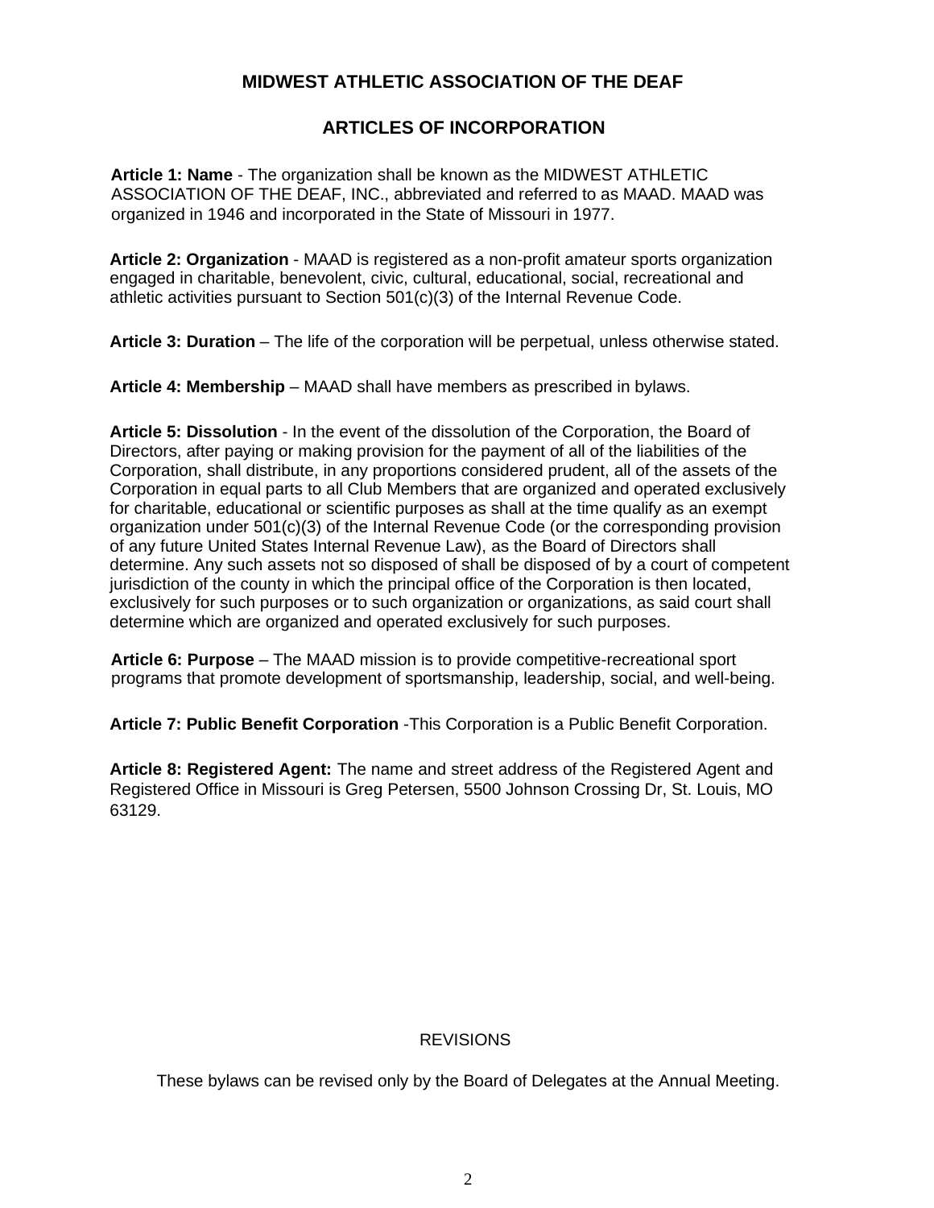# MIDWEST ATHLETIC ASSOCIATION OF THE DEAF

## ARTICLES OF INCORPORATION

**Article 1: Name** - The organization shall be known as the MIDWEST ATHLETIC ASSOCIATION OF THE DEAF, INC., abbreviated and referred to as MAAD. MAAD was organized in 1946 and incorporated in the State of Missouri in 1977.

**Article 2: Organization** - MAAD is registered as a non-profit amateur sports organization engaged in charitable, benevolent, civic, cultural, educational, social, recreational and athletic activities pursuant to Section 501(c)(3) of the Internal Revenue Code.

**Article 3: Duration** – The life of the corporation will be perpetual, unless otherwise stated.

**Article 4: Membership** – MAAD shall have members as prescribed in bylaws.

**Article 5: Dissolution** - In the event of the dissolution of the Corporation, the Board of Directors, after paying or making provision for the payment of all of the liabilities of the Corporation, shall distribute, in any proportions considered prudent, all of the assets of the Corporation in equal parts to all Club Members that are organized and operated exclusively for charitable, educational or scientific purposes as shall at the time qualify as an exempt organization under 501(c)(3) of the Internal Revenue Code (or the corresponding provision of any future United States Internal Revenue Law), as the Board of Directors shall determine. Any such assets not so disposed of shall be disposed of by a court of competent jurisdiction of the county in which the principal office of the Corporation is then located, exclusively for such purposes or to such organization or organizations, as said court shall determine which are organized and operated exclusively for such purposes.

**Article 6: Purpose** – The MAAD mission is to provide competitive-recreational sport programs that promote development of sportsmanship, leadership, social, and well-being.

**Article 7: Public Benefit Corporation** -This Corporation is a Public Benefit Corporation.

**Article 8: Registered Agent:** The name and street address of the Registered Agent and Registered Office in Missouri is Greg Petersen, 5500 Johnson Crossing Dr, St. Louis, MO 63129.

REVISIONS

These bylaws can be revised only by the Board of Delegates at the Annual Meeting.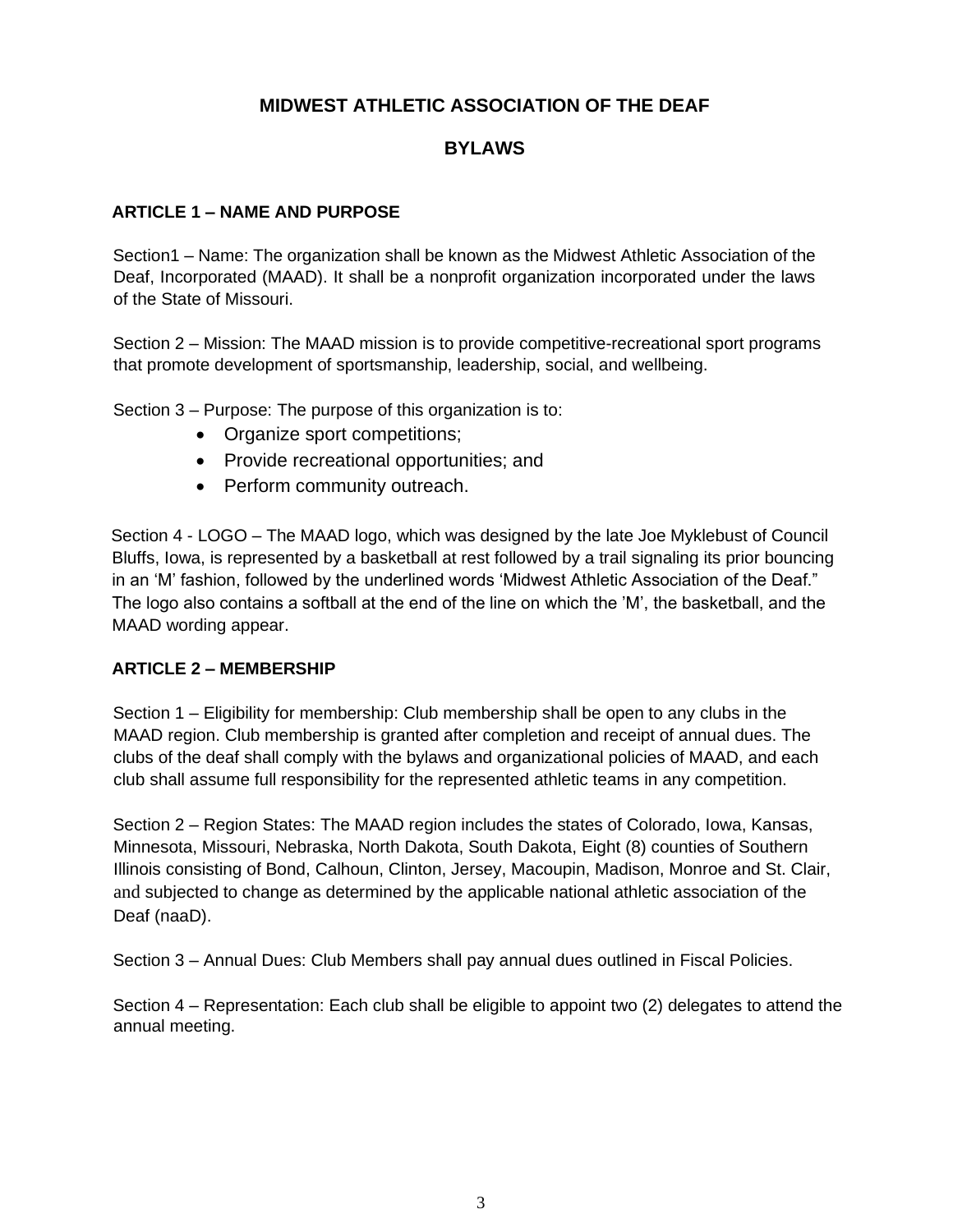# MIDWEST ATHLETIC ASSOCIATION OF THE DEAF

# BYLAWS

## ARTICLE 1 – NAME AND PURPOSE

Section1 – Name: The organization shall be known as the Midwest Athletic Association of the Deaf, Incorporated (MAAD). It shall be a nonprofit organization incorporated under the laws of the State of Missouri.

Section 2 – Mission: The MAAD mission is to provide competitive-recreational sport programs that promote development of sportsmanship, leadership, social, and wellbeing.

Section 3 – Purpose: The purpose of this organization is to:

- Organize sport competitions;
- Provide recreational opportunities; and
- Perform community outreach.

Section 4 - LOGO – The MAAD logo, which was designed by the late Joe Myklebust of Council Bluffs, Iowa, is represented by a basketball at rest followed by a trail signaling its prior bouncing in an 'M' fashion, followed by the underlined words 'Midwest Athletic Association of the Deaf." The logo also contains a softball at the end of the line on which the 'M', the basketball, and the MAAD wording appear.

## ARTICLE 2 – MEMBERSHIP

Section 1 – Eligibility for membership: Club membership shall be open to any clubs in the MAAD region. Club membership is granted after completion and receipt of annual dues. The clubs of the deaf shall comply with the bylaws and organizational policies of MAAD, and each club shall assume full responsibility for the represented athletic teams in any competition.

Section 2 – Region States: The MAAD region includes the states of Colorado, Iowa, Kansas, Minnesota, Missouri, Nebraska, North Dakota, South Dakota, Eight (8) counties of Southern Illinois consisting of Bond, Calhoun, Clinton, Jersey, Macoupin, Madison, Monroe and St. Clair, and subjected to change as determined by the applicable national athletic association of the Deaf (naaD).

Section 3 – Annual Dues: Club Members shall pay annual dues outlined in Fiscal Policies.

Section 4 – Representation: Each club shall be eligible to appoint two (2) delegates to attend the annual meeting.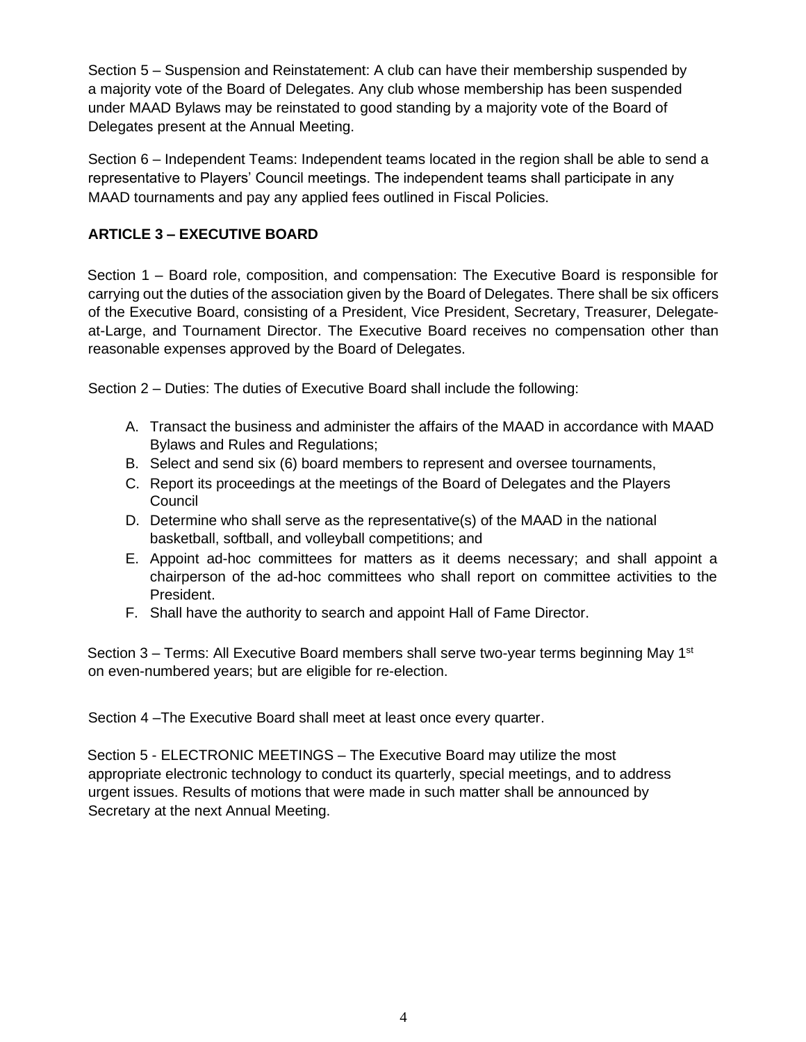Section 5 – Suspension and Reinstatement: A club can have their membership suspended by a majority vote of the Board of Delegates. Any club whose membership has been suspended under MAAD Bylaws may be reinstated to good standing by a majority vote of the Board of Delegates present at the Annual Meeting.

Section 6 – Independent Teams: Independent teams located in the region shall be able to send a representative to Players' Council meetings. The independent teams shall participate in any MAAD tournaments and pay any applied fees outlined in Fiscal Policies.

## ARTICLE 3 – EXECUTIVE BOARD

Section 1 – Board role, composition, and compensation: The Executive Board is responsible for carrying out the duties of the association given by the Board of Delegates. There shall be six officers of the Executive Board, consisting of a President, Vice President, Secretary, Treasurer, Delegate-at-Large, and Tournament Director. The Executive Board receives no compensation other than reasonable expenses approved by the Board of Delegates.

Section 2 – Duties: The duties of Executive Board shall include the following:

A. Transact the business and administer the affairs of the MAAD in accordance with MAAD Bylaws and Rules and Regulations;
B. Select and send six (6) board members to represent and oversee tournaments,
C. Report its proceedings at the meetings of the Board of Delegates and the Players Council
D. Determine who shall serve as the representative(s) of the MAAD in the national basketball, softball, and volleyball competitions; and
E. Appoint ad-hoc committees for matters as it deems necessary; and shall appoint a chairperson of the ad-hoc committees who shall report on committee activities to the President.
F. Shall have the authority to search and appoint Hall of Fame Director.

Section 3 – Terms: All Executive Board members shall serve two-year terms beginning May 1st on even-numbered years; but are eligible for re-election.

Section 4 –The Executive Board shall meet at least once every quarter.

Section 5 - ELECTRONIC MEETINGS – The Executive Board may utilize the most appropriate electronic technology to conduct its quarterly, special meetings, and to address urgent issues. Results of motions that were made in such matter shall be announced by Secretary at the next Annual Meeting.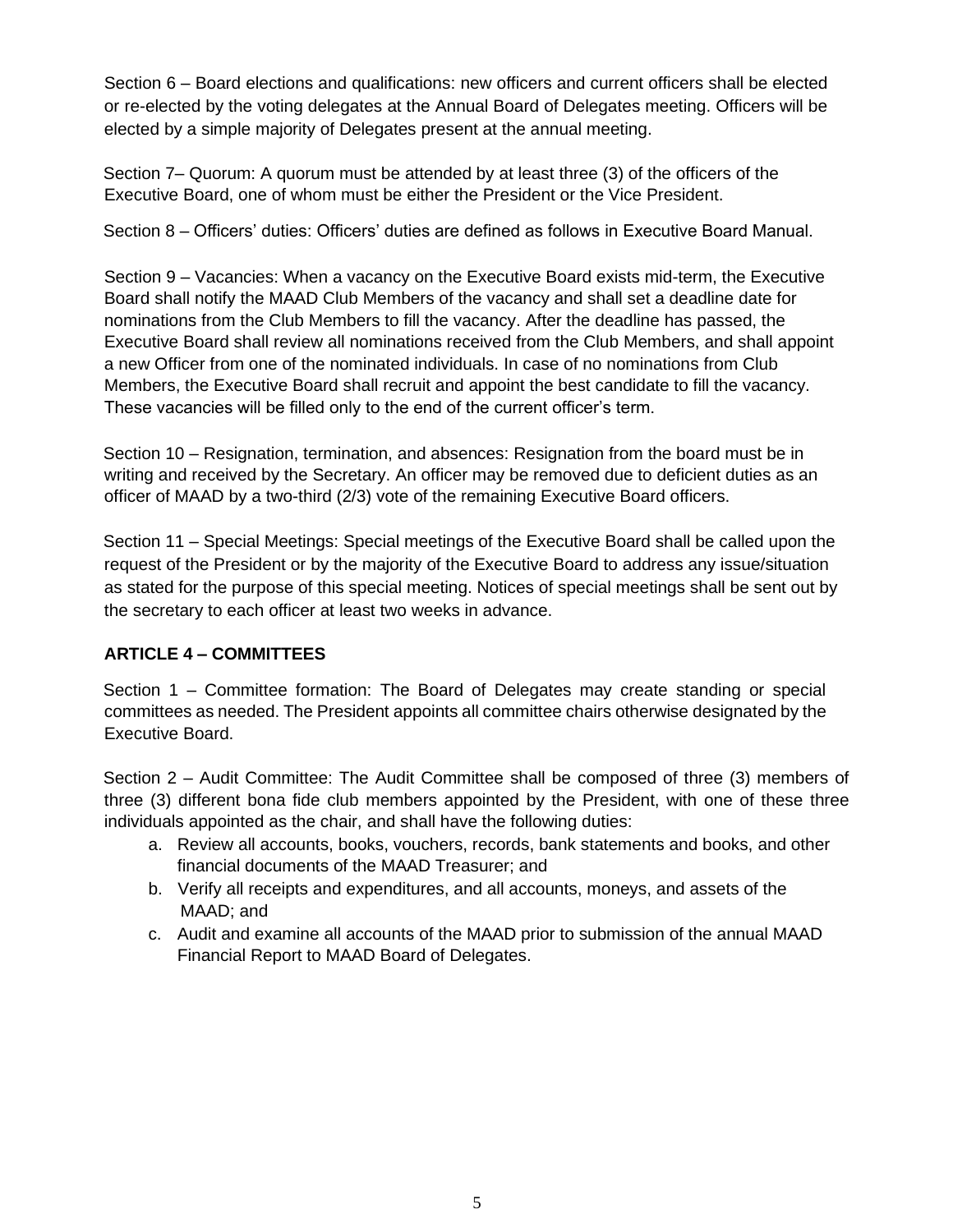Section 6 – Board elections and qualifications: new officers and current officers shall be elected or re-elected by the voting delegates at the Annual Board of Delegates meeting. Officers will be elected by a simple majority of Delegates present at the annual meeting.

Section 7– Quorum: A quorum must be attended by at least three (3) of the officers of the Executive Board, one of whom must be either the President or the Vice President.

Section 8 – Officers' duties: Officers' duties are defined as follows in Executive Board Manual.

Section 9 – Vacancies: When a vacancy on the Executive Board exists mid-term, the Executive Board shall notify the MAAD Club Members of the vacancy and shall set a deadline date for nominations from the Club Members to fill the vacancy. After the deadline has passed, the Executive Board shall review all nominations received from the Club Members, and shall appoint a new Officer from one of the nominated individuals. In case of no nominations from Club Members, the Executive Board shall recruit and appoint the best candidate to fill the vacancy. These vacancies will be filled only to the end of the current officer's term.

Section 10 – Resignation, termination, and absences: Resignation from the board must be in writing and received by the Secretary. An officer may be removed due to deficient duties as an officer of MAAD by a two-third (2/3) vote of the remaining Executive Board officers.

Section 11 – Special Meetings: Special meetings of the Executive Board shall be called upon the request of the President or by the majority of the Executive Board to address any issue/situation as stated for the purpose of this special meeting. Notices of special meetings shall be sent out by the secretary to each officer at least two weeks in advance.

## ARTICLE 4 – COMMITTEES

Section 1 – Committee formation: The Board of Delegates may create standing or special committees as needed. The President appoints all committee chairs otherwise designated by the Executive Board.

Section 2 – Audit Committee: The Audit Committee shall be composed of three (3) members of three (3) different bona fide club members appointed by the President, with one of these three individuals appointed as the chair, and shall have the following duties:

a. Review all accounts, books, vouchers, records, bank statements and books, and other financial documents of the MAAD Treasurer; and
b. Verify all receipts and expenditures, and all accounts, moneys, and assets of the MAAD; and
c. Audit and examine all accounts of the MAAD prior to submission of the annual MAAD Financial Report to MAAD Board of Delegates.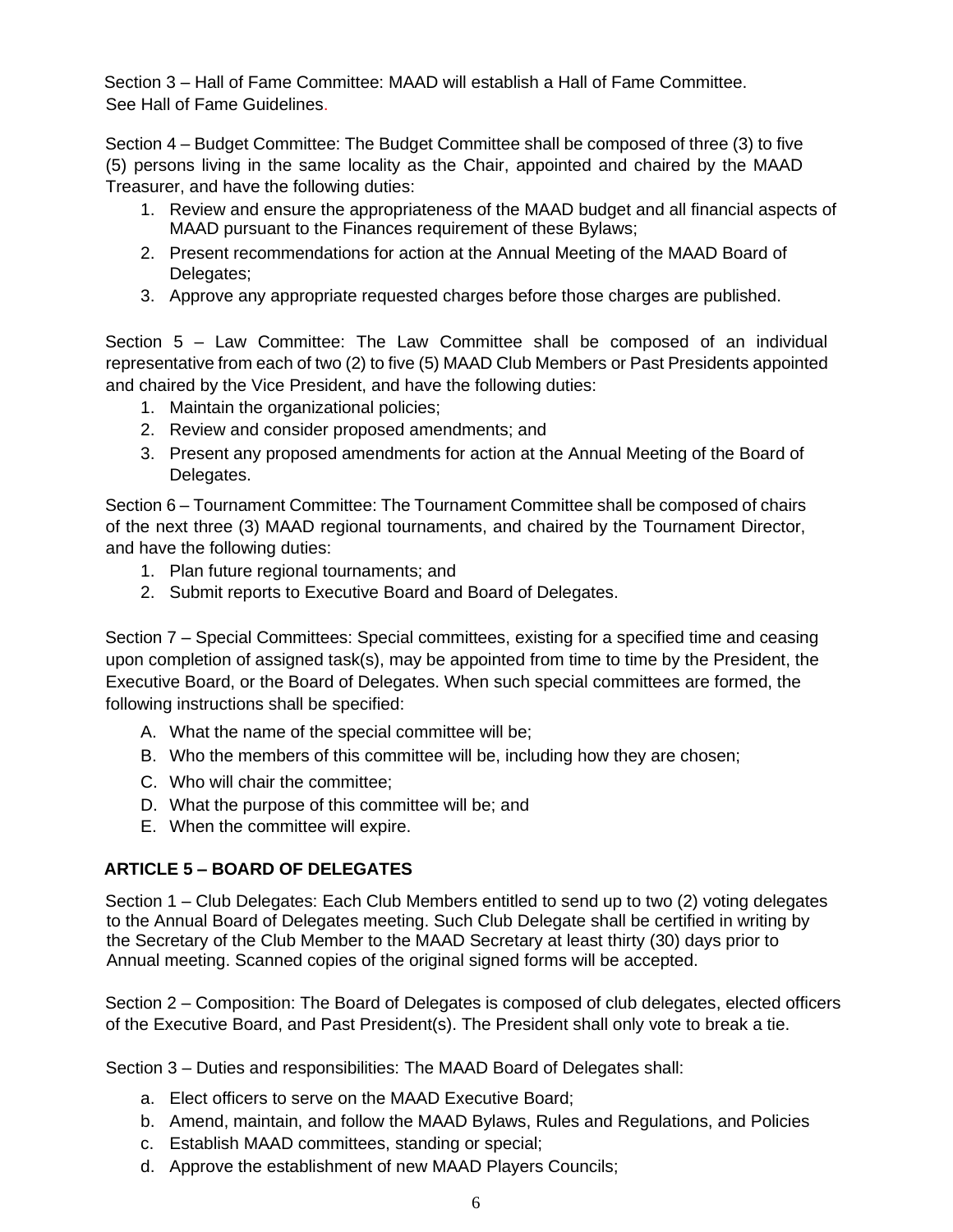Section 3 – Hall of Fame Committee: MAAD will establish a Hall of Fame Committee. See Hall of Fame Guidelines.

Section 4 – Budget Committee: The Budget Committee shall be composed of three (3) to five (5) persons living in the same locality as the Chair, appointed and chaired by the MAAD Treasurer, and have the following duties:

1. Review and ensure the appropriateness of the MAAD budget and all financial aspects of MAAD pursuant to the Finances requirement of these Bylaws;
2. Present recommendations for action at the Annual Meeting of the MAAD Board of Delegates;
3. Approve any appropriate requested charges before those charges are published.

Section 5 – Law Committee: The Law Committee shall be composed of an individual representative from each of two (2) to five (5) MAAD Club Members or Past Presidents appointed and chaired by the Vice President, and have the following duties:

1. Maintain the organizational policies;
2. Review and consider proposed amendments; and
3. Present any proposed amendments for action at the Annual Meeting of the Board of Delegates.

Section 6 – Tournament Committee: The Tournament Committee shall be composed of chairs of the next three (3) MAAD regional tournaments, and chaired by the Tournament Director, and have the following duties:

1. Plan future regional tournaments; and
2. Submit reports to Executive Board and Board of Delegates.

Section 7 – Special Committees: Special committees, existing for a specified time and ceasing upon completion of assigned task(s), may be appointed from time to time by the President, the Executive Board, or the Board of Delegates. When such special committees are formed, the following instructions shall be specified:

A. What the name of the special committee will be;
B. Who the members of this committee will be, including how they are chosen;
C. Who will chair the committee;
D. What the purpose of this committee will be; and
E. When the committee will expire.

## ARTICLE 5 – BOARD OF DELEGATES

Section 1 – Club Delegates: Each Club Members entitled to send up to two (2) voting delegates to the Annual Board of Delegates meeting. Such Club Delegate shall be certified in writing by the Secretary of the Club Member to the MAAD Secretary at least thirty (30) days prior to Annual meeting. Scanned copies of the original signed forms will be accepted.

Section 2 – Composition: The Board of Delegates is composed of club delegates, elected officers of the Executive Board, and Past President(s). The President shall only vote to break a tie.

Section 3 – Duties and responsibilities: The MAAD Board of Delegates shall:

a. Elect officers to serve on the MAAD Executive Board;
b. Amend, maintain, and follow the MAAD Bylaws, Rules and Regulations, and Policies
c. Establish MAAD committees, standing or special;
d. Approve the establishment of new MAAD Players Councils;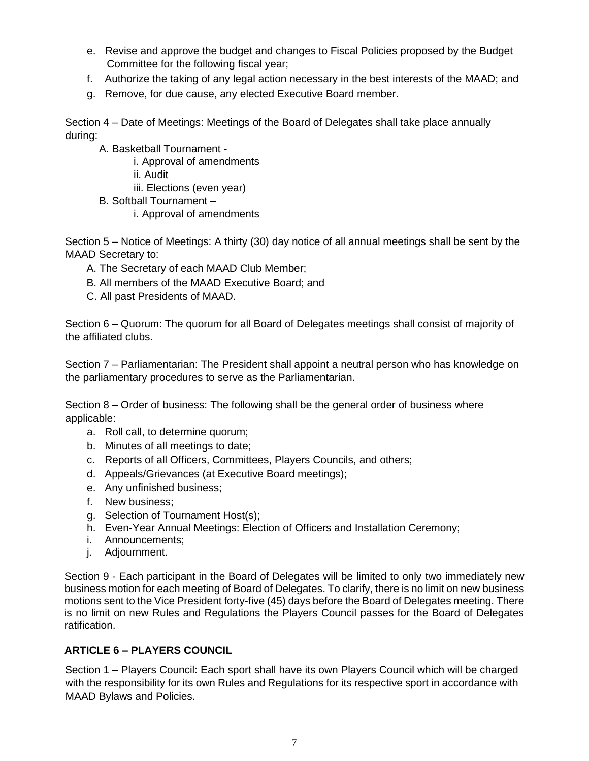e. Revise and approve the budget and changes to Fiscal Policies proposed by the Budget Committee for the following fiscal year;
f. Authorize the taking of any legal action necessary in the best interests of the MAAD; and
g. Remove, for due cause, any elected Executive Board member.

Section 4 – Date of Meetings: Meetings of the Board of Delegates shall take place annually during:

A. Basketball Tournament -
   i. Approval of amendments
   ii. Audit
   iii. Elections (even year)
B. Softball Tournament –
   i. Approval of amendments

Section 5 – Notice of Meetings: A thirty (30) day notice of all annual meetings shall be sent by the MAAD Secretary to:

A. The Secretary of each MAAD Club Member;
B. All members of the MAAD Executive Board; and
C. All past Presidents of MAAD.

Section 6 – Quorum: The quorum for all Board of Delegates meetings shall consist of majority of the affiliated clubs.

Section 7 – Parliamentarian: The President shall appoint a neutral person who has knowledge on the parliamentary procedures to serve as the Parliamentarian.

Section 8 – Order of business: The following shall be the general order of business where applicable:

a. Roll call, to determine quorum;
b. Minutes of all meetings to date;
c. Reports of all Officers, Committees, Players Councils, and others;
d. Appeals/Grievances (at Executive Board meetings);
e. Any unfinished business;
f. New business;
g. Selection of Tournament Host(s);
h. Even-Year Annual Meetings: Election of Officers and Installation Ceremony;
i. Announcements;
j. Adjournment.

Section 9 - Each participant in the Board of Delegates will be limited to only two immediately new business motion for each meeting of Board of Delegates. To clarify, there is no limit on new business motions sent to the Vice President forty-five (45) days before the Board of Delegates meeting. There is no limit on new Rules and Regulations the Players Council passes for the Board of Delegates ratification.

## ARTICLE 6 – PLAYERS COUNCIL

Section 1 – Players Council: Each sport shall have its own Players Council which will be charged with the responsibility for its own Rules and Regulations for its respective sport in accordance with MAAD Bylaws and Policies.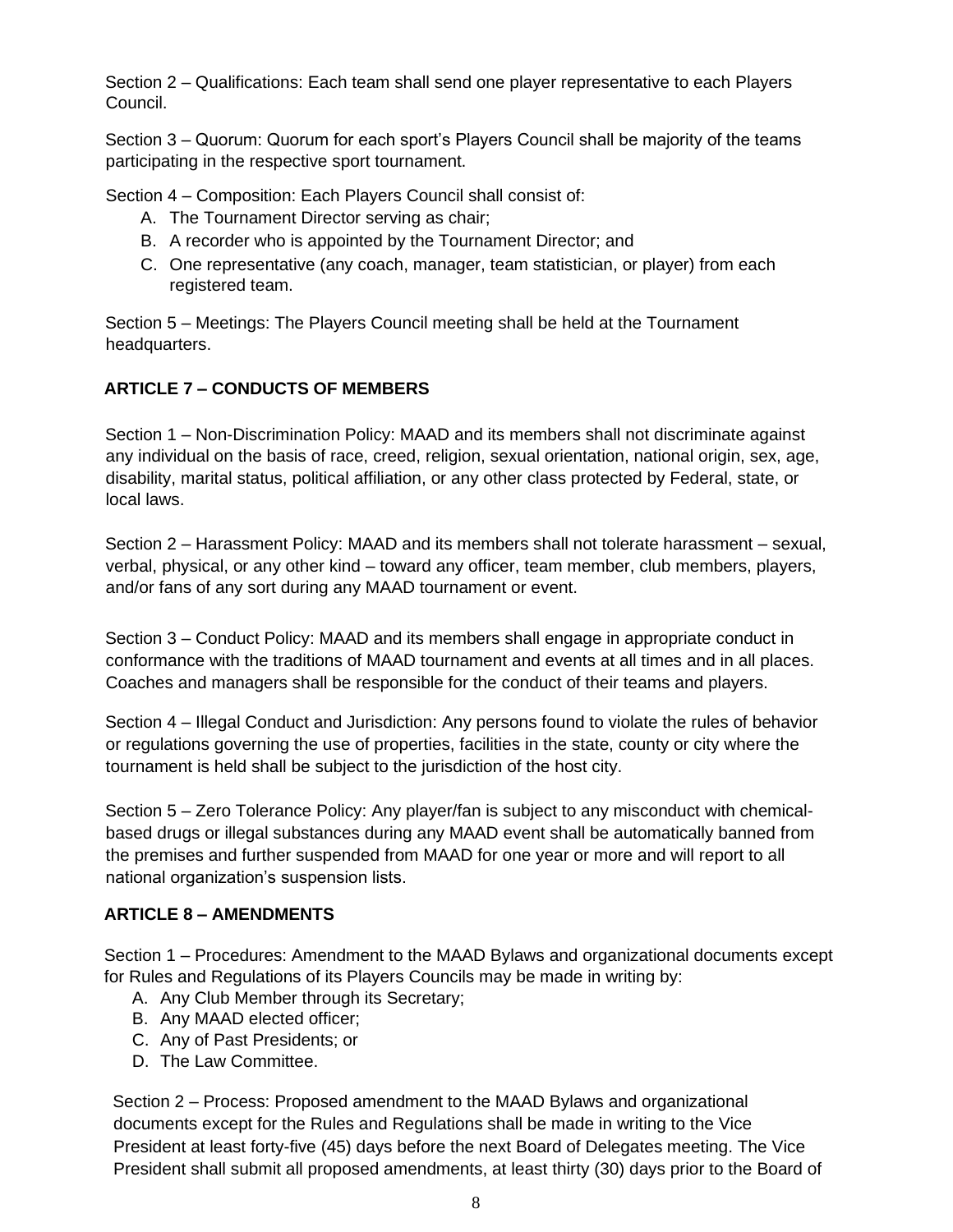Section 2 – Qualifications: Each team shall send one player representative to each Players Council.

Section 3 – Quorum: Quorum for each sport's Players Council shall be majority of the teams participating in the respective sport tournament.

Section 4 – Composition: Each Players Council shall consist of:

A. The Tournament Director serving as chair;
B. A recorder who is appointed by the Tournament Director; and
C. One representative (any coach, manager, team statistician, or player) from each registered team.

Section 5 – Meetings: The Players Council meeting shall be held at the Tournament headquarters.

## ARTICLE 7 – CONDUCTS OF MEMBERS

Section 1 – Non-Discrimination Policy: MAAD and its members shall not discriminate against any individual on the basis of race, creed, religion, sexual orientation, national origin, sex, age, disability, marital status, political affiliation, or any other class protected by Federal, state, or local laws.

Section 2 – Harassment Policy: MAAD and its members shall not tolerate harassment – sexual, verbal, physical, or any other kind – toward any officer, team member, club members, players, and/or fans of any sort during any MAAD tournament or event.

Section 3 – Conduct Policy: MAAD and its members shall engage in appropriate conduct in conformance with the traditions of MAAD tournament and events at all times and in all places. Coaches and managers shall be responsible for the conduct of their teams and players.

Section 4 – Illegal Conduct and Jurisdiction: Any persons found to violate the rules of behavior or regulations governing the use of properties, facilities in the state, county or city where the tournament is held shall be subject to the jurisdiction of the host city.

Section 5 – Zero Tolerance Policy: Any player/fan is subject to any misconduct with chemical-based drugs or illegal substances during any MAAD event shall be automatically banned from the premises and further suspended from MAAD for one year or more and will report to all national organization's suspension lists.

## ARTICLE 8 – AMENDMENTS

Section 1 – Procedures: Amendment to the MAAD Bylaws and organizational documents except for Rules and Regulations of its Players Councils may be made in writing by:

A. Any Club Member through its Secretary;
B. Any MAAD elected officer;
C. Any of Past Presidents; or
D. The Law Committee.

Section 2 – Process: Proposed amendment to the MAAD Bylaws and organizational documents except for the Rules and Regulations shall be made in writing to the Vice President at least forty-five (45) days before the next Board of Delegates meeting. The Vice President shall submit all proposed amendments, at least thirty (30) days prior to the Board of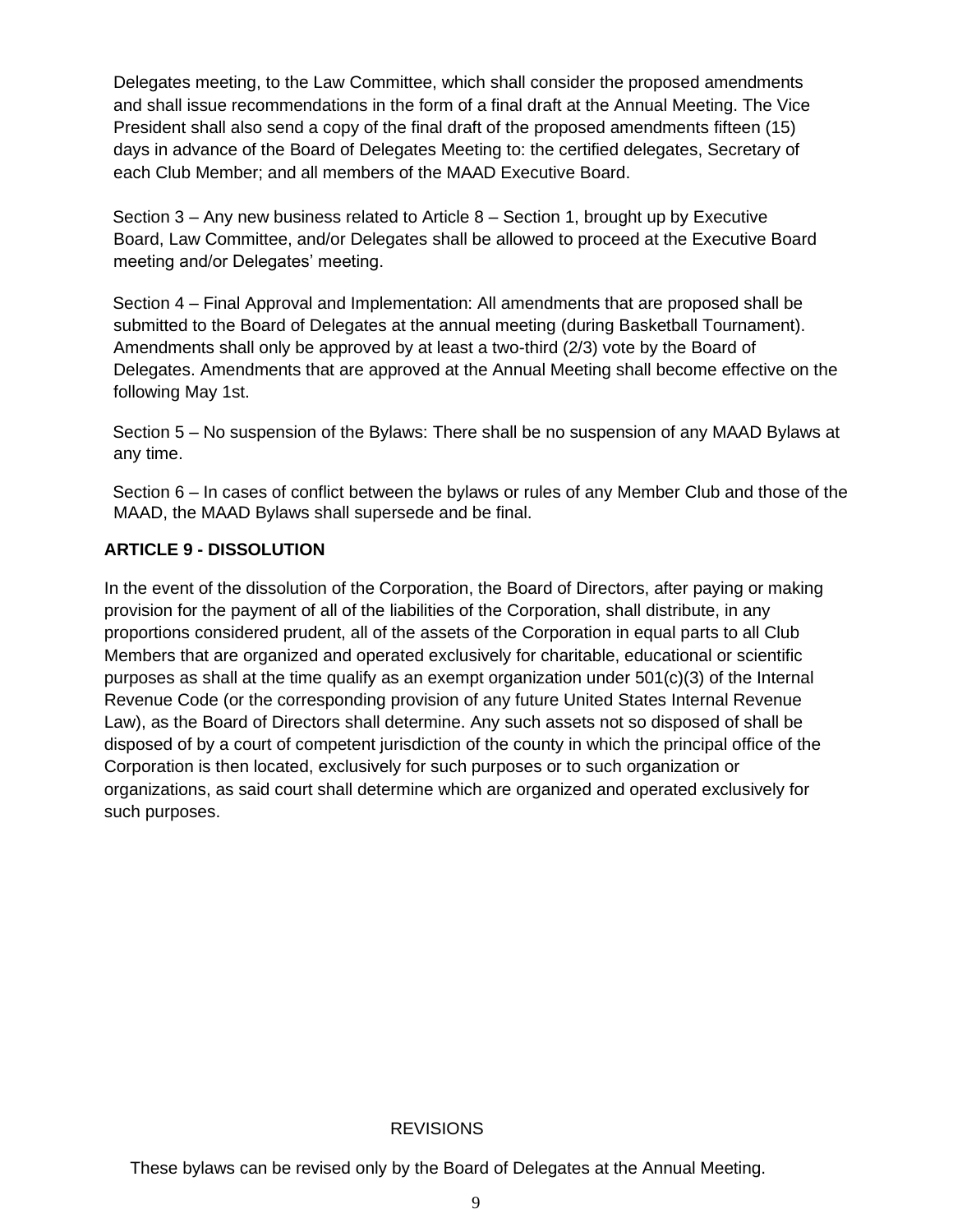Delegates meeting, to the Law Committee, which shall consider the proposed amendments and shall issue recommendations in the form of a final draft at the Annual Meeting. The Vice President shall also send a copy of the final draft of the proposed amendments fifteen (15) days in advance of the Board of Delegates Meeting to: the certified delegates, Secretary of each Club Member; and all members of the MAAD Executive Board.

Section 3 – Any new business related to Article 8 – Section 1, brought up by Executive Board, Law Committee, and/or Delegates shall be allowed to proceed at the Executive Board meeting and/or Delegates' meeting.

Section 4 – Final Approval and Implementation: All amendments that are proposed shall be submitted to the Board of Delegates at the annual meeting (during Basketball Tournament). Amendments shall only be approved by at least a two-third (2/3) vote by the Board of Delegates. Amendments that are approved at the Annual Meeting shall become effective on the following May 1st.

Section 5 – No suspension of the Bylaws: There shall be no suspension of any MAAD Bylaws at any time.

Section 6 – In cases of conflict between the bylaws or rules of any Member Club and those of the MAAD, the MAAD Bylaws shall supersede and be final.

## ARTICLE 9 - DISSOLUTION

In the event of the dissolution of the Corporation, the Board of Directors, after paying or making provision for the payment of all of the liabilities of the Corporation, shall distribute, in any proportions considered prudent, all of the assets of the Corporation in equal parts to all Club Members that are organized and operated exclusively for charitable, educational or scientific purposes as shall at the time qualify as an exempt organization under 501(c)(3) of the Internal Revenue Code (or the corresponding provision of any future United States Internal Revenue Law), as the Board of Directors shall determine. Any such assets not so disposed of shall be disposed of by a court of competent jurisdiction of the county in which the principal office of the Corporation is then located, exclusively for such purposes or to such organization or organizations, as said court shall determine which are organized and operated exclusively for such purposes.

REVISIONS

These bylaws can be revised only by the Board of Delegates at the Annual Meeting.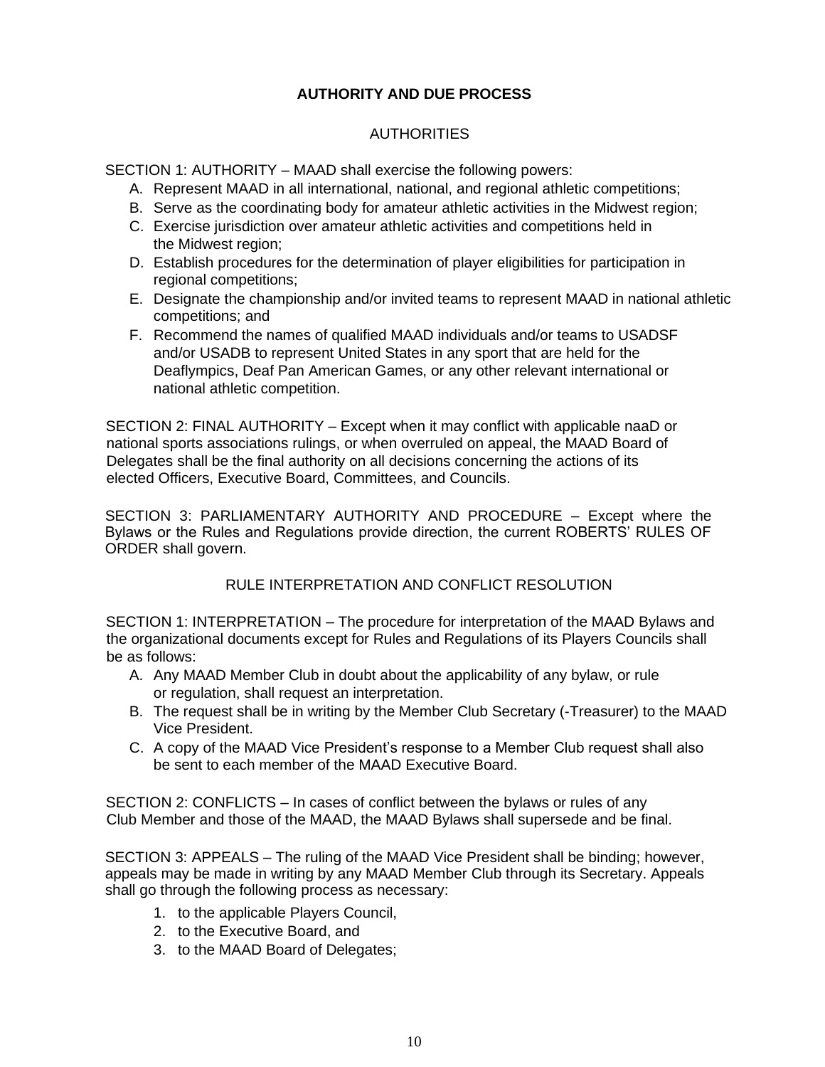## AUTHORITY AND DUE PROCESS

### AUTHORITIES

SECTION 1: AUTHORITY – MAAD shall exercise the following powers:

A. Represent MAAD in all international, national, and regional athletic competitions;
B. Serve as the coordinating body for amateur athletic activities in the Midwest region;
C. Exercise jurisdiction over amateur athletic activities and competitions held in the Midwest region;
D. Establish procedures for the determination of player eligibilities for participation in regional competitions;
E. Designate the championship and/or invited teams to represent MAAD in national athletic competitions; and
F. Recommend the names of qualified MAAD individuals and/or teams to USADSF and/or USADB to represent United States in any sport that are held for the Deaflympics, Deaf Pan American Games, or any other relevant international or national athletic competition.

SECTION 2: FINAL AUTHORITY – Except when it may conflict with applicable naaD or national sports associations rulings, or when overruled on appeal, the MAAD Board of Delegates shall be the final authority on all decisions concerning the actions of its elected Officers, Executive Board, Committees, and Councils.

SECTION 3: PARLIAMENTARY AUTHORITY AND PROCEDURE – Except where the Bylaws or the Rules and Regulations provide direction, the current ROBERTS' RULES OF ORDER shall govern.

### RULE INTERPRETATION AND CONFLICT RESOLUTION

SECTION 1: INTERPRETATION – The procedure for interpretation of the MAAD Bylaws and the organizational documents except for Rules and Regulations of its Players Councils shall be as follows:

A. Any MAAD Member Club in doubt about the applicability of any bylaw, or rule or regulation, shall request an interpretation.
B. The request shall be in writing by the Member Club Secretary (-Treasurer) to the MAAD Vice President.
C. A copy of the MAAD Vice President's response to a Member Club request shall also be sent to each member of the MAAD Executive Board.

SECTION 2: CONFLICTS – In cases of conflict between the bylaws or rules of any Club Member and those of the MAAD, the MAAD Bylaws shall supersede and be final.

SECTION 3: APPEALS – The ruling of the MAAD Vice President shall be binding; however, appeals may be made in writing by any MAAD Member Club through its Secretary. Appeals shall go through the following process as necessary:

1. to the applicable Players Council,
2. to the Executive Board, and
3. to the MAAD Board of Delegates;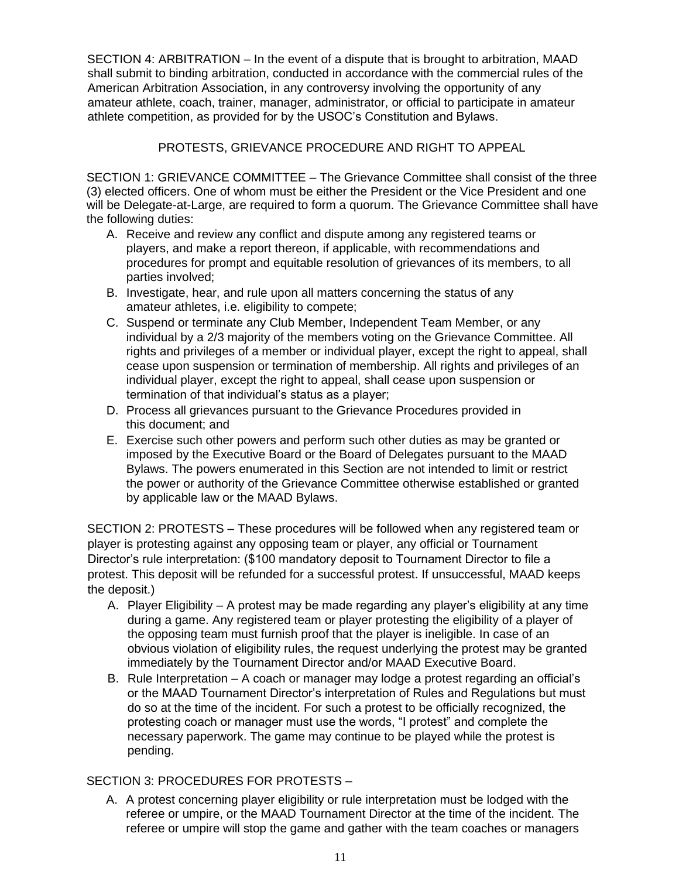SECTION 4: ARBITRATION – In the event of a dispute that is brought to arbitration, MAAD shall submit to binding arbitration, conducted in accordance with the commercial rules of the American Arbitration Association, in any controversy involving the opportunity of any amateur athlete, coach, trainer, manager, administrator, or official to participate in amateur athlete competition, as provided for by the USOC's Constitution and Bylaws.

## PROTESTS, GRIEVANCE PROCEDURE AND RIGHT TO APPEAL

SECTION 1: GRIEVANCE COMMITTEE – The Grievance Committee shall consist of the three (3) elected officers. One of whom must be either the President or the Vice President and one will be Delegate-at-Large, are required to form a quorum. The Grievance Committee shall have the following duties:

A. Receive and review any conflict and dispute among any registered teams or players, and make a report thereon, if applicable, with recommendations and procedures for prompt and equitable resolution of grievances of its members, to all parties involved;
B. Investigate, hear, and rule upon all matters concerning the status of any amateur athletes, i.e. eligibility to compete;
C. Suspend or terminate any Club Member, Independent Team Member, or any individual by a 2/3 majority of the members voting on the Grievance Committee. All rights and privileges of a member or individual player, except the right to appeal, shall cease upon suspension or termination of membership. All rights and privileges of an individual player, except the right to appeal, shall cease upon suspension or termination of that individual's status as a player;
D. Process all grievances pursuant to the Grievance Procedures provided in this document; and
E. Exercise such other powers and perform such other duties as may be granted or imposed by the Executive Board or the Board of Delegates pursuant to the MAAD Bylaws. The powers enumerated in this Section are not intended to limit or restrict the power or authority of the Grievance Committee otherwise established or granted by applicable law or the MAAD Bylaws.

SECTION 2: PROTESTS – These procedures will be followed when any registered team or player is protesting against any opposing team or player, any official or Tournament Director's rule interpretation: ($100 mandatory deposit to Tournament Director to file a protest. This deposit will be refunded for a successful protest. If unsuccessful, MAAD keeps the deposit.)

A. Player Eligibility – A protest may be made regarding any player's eligibility at any time during a game. Any registered team or player protesting the eligibility of a player of the opposing team must furnish proof that the player is ineligible. In case of an obvious violation of eligibility rules, the request underlying the protest may be granted immediately by the Tournament Director and/or MAAD Executive Board.
B. Rule Interpretation – A coach or manager may lodge a protest regarding an official's or the MAAD Tournament Director's interpretation of Rules and Regulations but must do so at the time of the incident. For such a protest to be officially recognized, the protesting coach or manager must use the words, "I protest" and complete the necessary paperwork. The game may continue to be played while the protest is pending.

SECTION 3: PROCEDURES FOR PROTESTS –

A. A protest concerning player eligibility or rule interpretation must be lodged with the referee or umpire, or the MAAD Tournament Director at the time of the incident. The referee or umpire will stop the game and gather with the team coaches or managers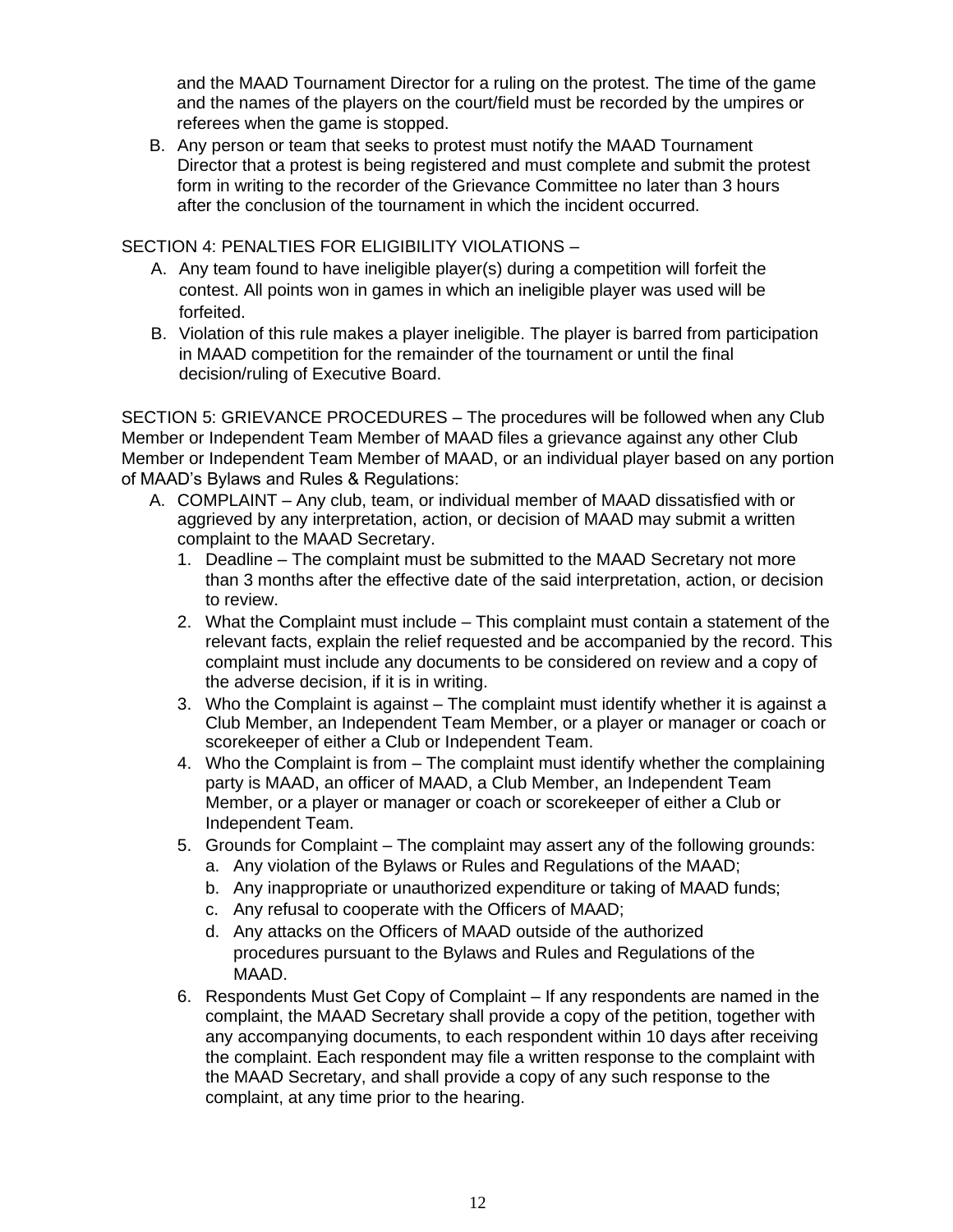and the MAAD Tournament Director for a ruling on the protest. The time of the game and the names of the players on the court/field must be recorded by the umpires or referees when the game is stopped.

B. Any person or team that seeks to protest must notify the MAAD Tournament Director that a protest is being registered and must complete and submit the protest form in writing to the recorder of the Grievance Committee no later than 3 hours after the conclusion of the tournament in which the incident occurred.

SECTION 4: PENALTIES FOR ELIGIBILITY VIOLATIONS –

A. Any team found to have ineligible player(s) during a competition will forfeit the contest. All points won in games in which an ineligible player was used will be forfeited.

B. Violation of this rule makes a player ineligible. The player is barred from participation in MAAD competition for the remainder of the tournament or until the final decision/ruling of Executive Board.

SECTION 5: GRIEVANCE PROCEDURES – The procedures will be followed when any Club Member or Independent Team Member of MAAD files a grievance against any other Club Member or Independent Team Member of MAAD, or an individual player based on any portion of MAAD's Bylaws and Rules & Regulations:

A. COMPLAINT – Any club, team, or individual member of MAAD dissatisfied with or aggrieved by any interpretation, action, or decision of MAAD may submit a written complaint to the MAAD Secretary.
   1. Deadline – The complaint must be submitted to the MAAD Secretary not more than 3 months after the effective date of the said interpretation, action, or decision to review.
   2. What the Complaint must include – This complaint must contain a statement of the relevant facts, explain the relief requested and be accompanied by the record. This complaint must include any documents to be considered on review and a copy of the adverse decision, if it is in writing.
   3. Who the Complaint is against – The complaint must identify whether it is against a Club Member, an Independent Team Member, or a player or manager or coach or scorekeeper of either a Club or Independent Team.
   4. Who the Complaint is from – The complaint must identify whether the complaining party is MAAD, an officer of MAAD, a Club Member, an Independent Team Member, or a player or manager or coach or scorekeeper of either a Club or Independent Team.
   5. Grounds for Complaint – The complaint may assert any of the following grounds:
      a. Any violation of the Bylaws or Rules and Regulations of the MAAD;
      b. Any inappropriate or unauthorized expenditure or taking of MAAD funds;
      c. Any refusal to cooperate with the Officers of MAAD;
      d. Any attacks on the Officers of MAAD outside of the authorized procedures pursuant to the Bylaws and Rules and Regulations of the MAAD.
   6. Respondents Must Get Copy of Complaint – If any respondents are named in the complaint, the MAAD Secretary shall provide a copy of the petition, together with any accompanying documents, to each respondent within 10 days after receiving the complaint. Each respondent may file a written response to the complaint with the MAAD Secretary, and shall provide a copy of any such response to the complaint, at any time prior to the hearing.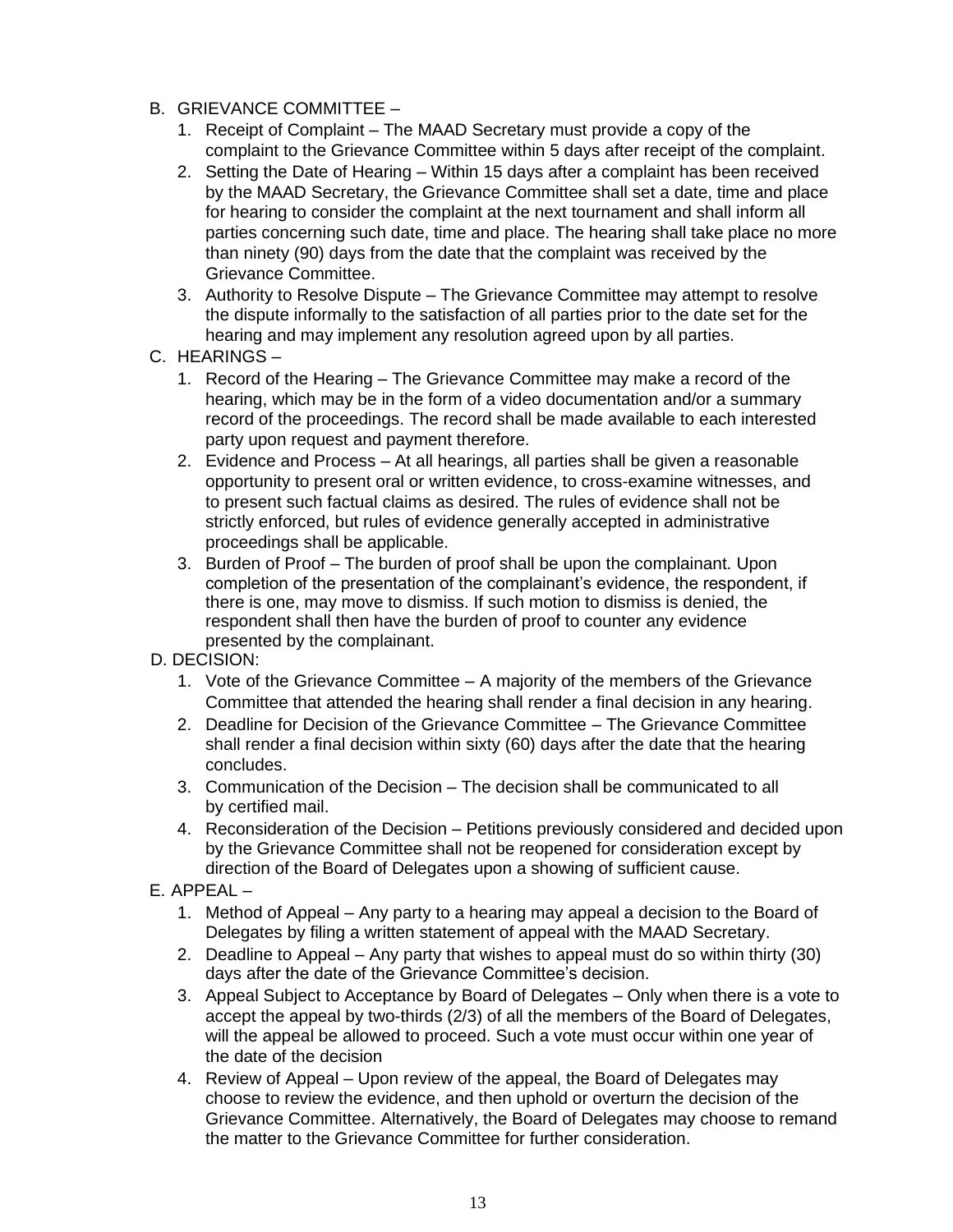B. GRIEVANCE COMMITTEE –
   1. Receipt of Complaint – The MAAD Secretary must provide a copy of the complaint to the Grievance Committee within 5 days after receipt of the complaint.
   2. Setting the Date of Hearing – Within 15 days after a complaint has been received by the MAAD Secretary, the Grievance Committee shall set a date, time and place for hearing to consider the complaint at the next tournament and shall inform all parties concerning such date, time and place. The hearing shall take place no more than ninety (90) days from the date that the complaint was received by the Grievance Committee.
   3. Authority to Resolve Dispute – The Grievance Committee may attempt to resolve the dispute informally to the satisfaction of all parties prior to the date set for the hearing and may implement any resolution agreed upon by all parties.

C. HEARINGS –
   1. Record of the Hearing – The Grievance Committee may make a record of the hearing, which may be in the form of a video documentation and/or a summary record of the proceedings. The record shall be made available to each interested party upon request and payment therefore.
   2. Evidence and Process – At all hearings, all parties shall be given a reasonable opportunity to present oral or written evidence, to cross-examine witnesses, and to present such factual claims as desired. The rules of evidence shall not be strictly enforced, but rules of evidence generally accepted in administrative proceedings shall be applicable.
   3. Burden of Proof – The burden of proof shall be upon the complainant. Upon completion of the presentation of the complainant's evidence, the respondent, if there is one, may move to dismiss. If such motion to dismiss is denied, the respondent shall then have the burden of proof to counter any evidence presented by the complainant.

D. DECISION:
   1. Vote of the Grievance Committee – A majority of the members of the Grievance Committee that attended the hearing shall render a final decision in any hearing.
   2. Deadline for Decision of the Grievance Committee – The Grievance Committee shall render a final decision within sixty (60) days after the date that the hearing concludes.
   3. Communication of the Decision – The decision shall be communicated to all by certified mail.
   4. Reconsideration of the Decision – Petitions previously considered and decided upon by the Grievance Committee shall not be reopened for consideration except by direction of the Board of Delegates upon a showing of sufficient cause.

E. APPEAL –
   1. Method of Appeal – Any party to a hearing may appeal a decision to the Board of Delegates by filing a written statement of appeal with the MAAD Secretary.
   2. Deadline to Appeal – Any party that wishes to appeal must do so within thirty (30) days after the date of the Grievance Committee's decision.
   3. Appeal Subject to Acceptance by Board of Delegates – Only when there is a vote to accept the appeal by two-thirds (2/3) of all the members of the Board of Delegates, will the appeal be allowed to proceed. Such a vote must occur within one year of the date of the decision
   4. Review of Appeal – Upon review of the appeal, the Board of Delegates may choose to review the evidence, and then uphold or overturn the decision of the Grievance Committee. Alternatively, the Board of Delegates may choose to remand the matter to the Grievance Committee for further consideration.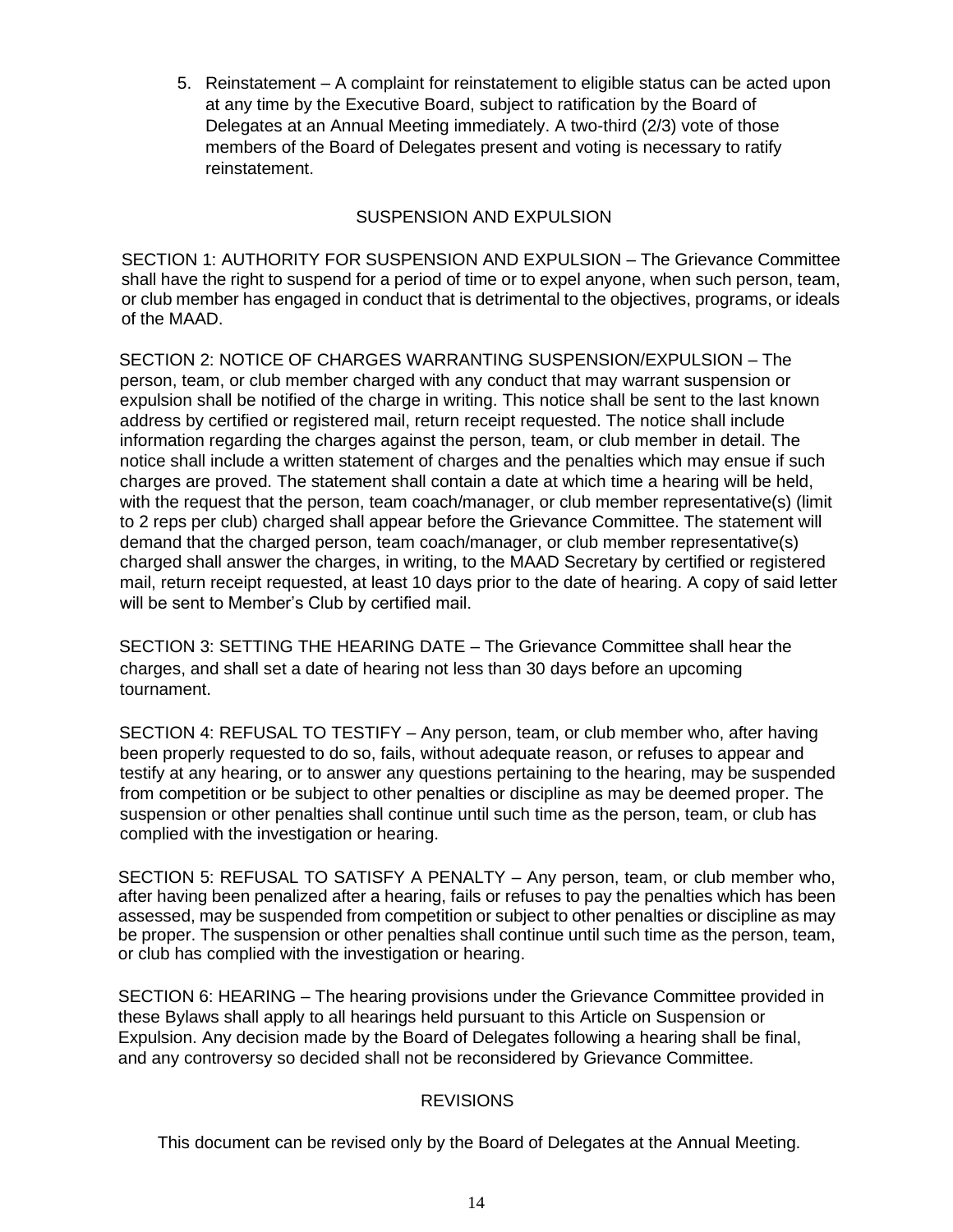5. Reinstatement – A complaint for reinstatement to eligible status can be acted upon at any time by the Executive Board, subject to ratification by the Board of Delegates at an Annual Meeting immediately. A two-third (2/3) vote of those members of the Board of Delegates present and voting is necessary to ratify reinstatement.

## SUSPENSION AND EXPULSION

SECTION 1: AUTHORITY FOR SUSPENSION AND EXPULSION – The Grievance Committee shall have the right to suspend for a period of time or to expel anyone, when such person, team, or club member has engaged in conduct that is detrimental to the objectives, programs, or ideals of the MAAD.

SECTION 2: NOTICE OF CHARGES WARRANTING SUSPENSION/EXPULSION – The person, team, or club member charged with any conduct that may warrant suspension or expulsion shall be notified of the charge in writing. This notice shall be sent to the last known address by certified or registered mail, return receipt requested. The notice shall include information regarding the charges against the person, team, or club member in detail. The notice shall include a written statement of charges and the penalties which may ensue if such charges are proved. The statement shall contain a date at which time a hearing will be held, with the request that the person, team coach/manager, or club member representative(s) (limit to 2 reps per club) charged shall appear before the Grievance Committee. The statement will demand that the charged person, team coach/manager, or club member representative(s) charged shall answer the charges, in writing, to the MAAD Secretary by certified or registered mail, return receipt requested, at least 10 days prior to the date of hearing. A copy of said letter will be sent to Member's Club by certified mail.

SECTION 3: SETTING THE HEARING DATE – The Grievance Committee shall hear the charges, and shall set a date of hearing not less than 30 days before an upcoming tournament.

SECTION 4: REFUSAL TO TESTIFY – Any person, team, or club member who, after having been properly requested to do so, fails, without adequate reason, or refuses to appear and testify at any hearing, or to answer any questions pertaining to the hearing, may be suspended from competition or be subject to other penalties or discipline as may be deemed proper. The suspension or other penalties shall continue until such time as the person, team, or club has complied with the investigation or hearing.

SECTION 5: REFUSAL TO SATISFY A PENALTY – Any person, team, or club member who, after having been penalized after a hearing, fails or refuses to pay the penalties which has been assessed, may be suspended from competition or subject to other penalties or discipline as may be proper. The suspension or other penalties shall continue until such time as the person, team, or club has complied with the investigation or hearing.

SECTION 6: HEARING – The hearing provisions under the Grievance Committee provided in these Bylaws shall apply to all hearings held pursuant to this Article on Suspension or Expulsion. Any decision made by the Board of Delegates following a hearing shall be final, and any controversy so decided shall not be reconsidered by Grievance Committee.

## REVISIONS

This document can be revised only by the Board of Delegates at the Annual Meeting.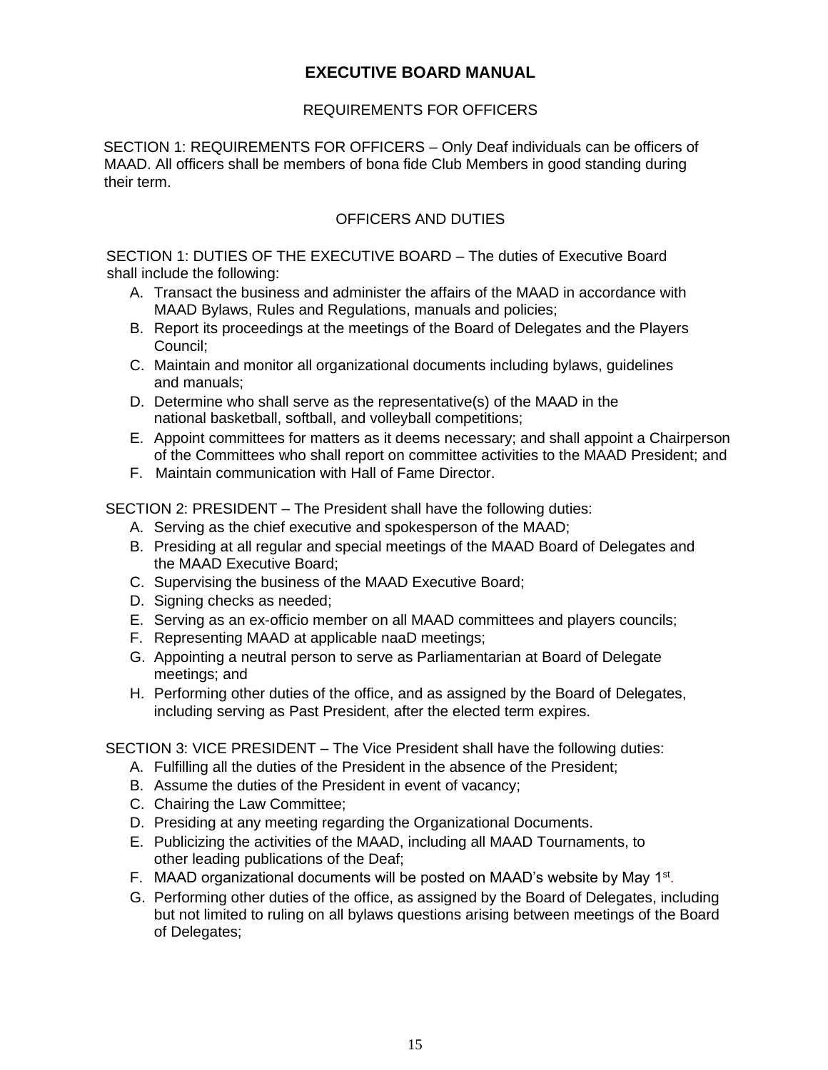# EXECUTIVE BOARD MANUAL

## REQUIREMENTS FOR OFFICERS

SECTION 1: REQUIREMENTS FOR OFFICERS – Only Deaf individuals can be officers of MAAD. All officers shall be members of bona fide Club Members in good standing during their term.

## OFFICERS AND DUTIES

SECTION 1: DUTIES OF THE EXECUTIVE BOARD – The duties of Executive Board shall include the following:

A. Transact the business and administer the affairs of the MAAD in accordance with MAAD Bylaws, Rules and Regulations, manuals and policies;
B. Report its proceedings at the meetings of the Board of Delegates and the Players Council;
C. Maintain and monitor all organizational documents including bylaws, guidelines and manuals;
D. Determine who shall serve as the representative(s) of the MAAD in the national basketball, softball, and volleyball competitions;
E. Appoint committees for matters as it deems necessary; and shall appoint a Chairperson of the Committees who shall report on committee activities to the MAAD President; and
F. Maintain communication with Hall of Fame Director.

SECTION 2: PRESIDENT – The President shall have the following duties:

A. Serving as the chief executive and spokesperson of the MAAD;
B. Presiding at all regular and special meetings of the MAAD Board of Delegates and the MAAD Executive Board;
C. Supervising the business of the MAAD Executive Board;
D. Signing checks as needed;
E. Serving as an ex-officio member on all MAAD committees and players councils;
F. Representing MAAD at applicable naaD meetings;
G. Appointing a neutral person to serve as Parliamentarian at Board of Delegate meetings; and
H. Performing other duties of the office, and as assigned by the Board of Delegates, including serving as Past President, after the elected term expires.

SECTION 3: VICE PRESIDENT – The Vice President shall have the following duties:

A. Fulfilling all the duties of the President in the absence of the President;
B. Assume the duties of the President in event of vacancy;
C. Chairing the Law Committee;
D. Presiding at any meeting regarding the Organizational Documents.
E. Publicizing the activities of the MAAD, including all MAAD Tournaments, to other leading publications of the Deaf;
F. MAAD organizational documents will be posted on MAAD's website by May 1st.
G. Performing other duties of the office, as assigned by the Board of Delegates, including but not limited to ruling on all bylaws questions arising between meetings of the Board of Delegates;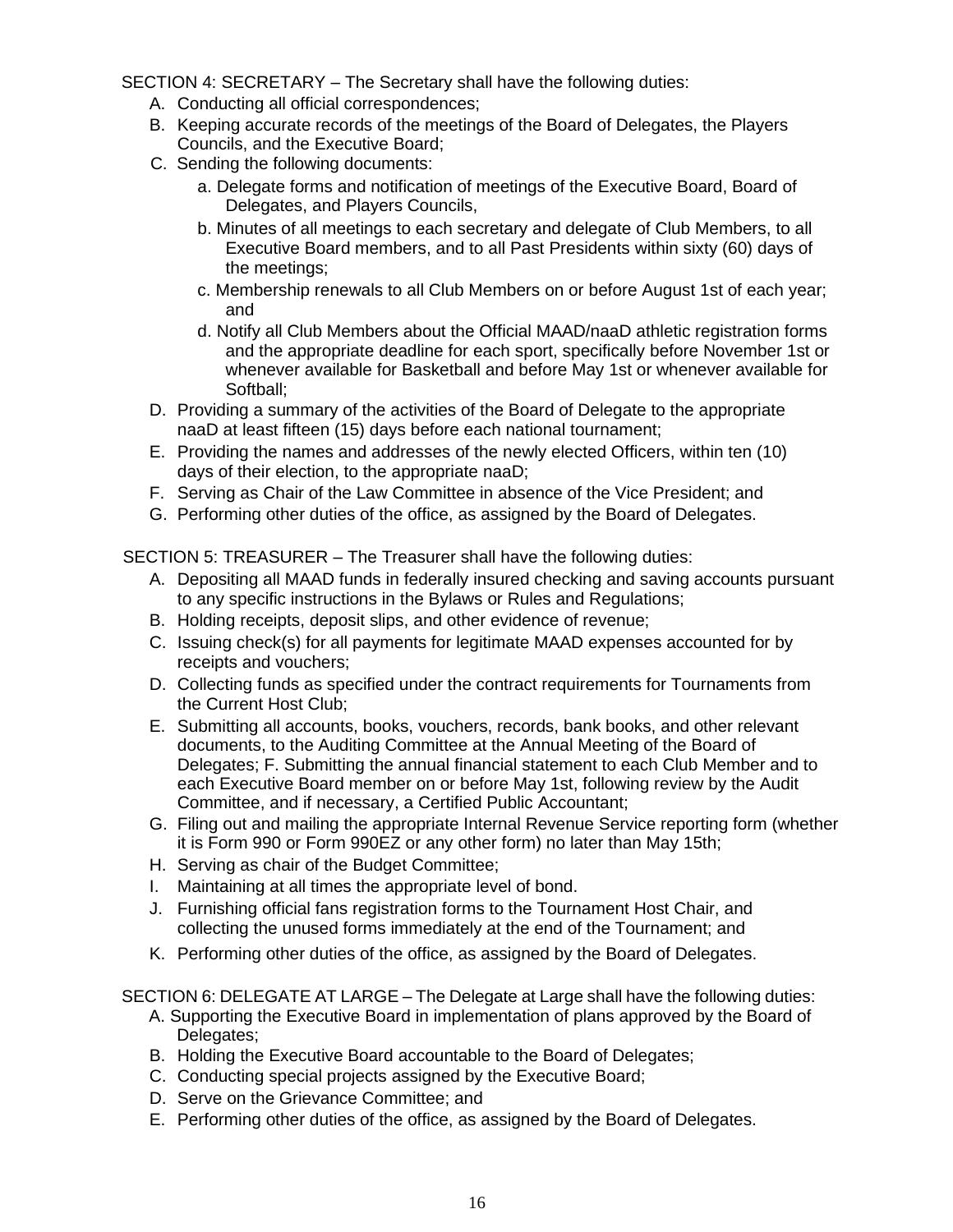SECTION 4: SECRETARY – The Secretary shall have the following duties:

A. Conducting all official correspondences;
B. Keeping accurate records of the meetings of the Board of Delegates, the Players Councils, and the Executive Board;
C. Sending the following documents:
    a. Delegate forms and notification of meetings of the Executive Board, Board of Delegates, and Players Councils,
    b. Minutes of all meetings to each secretary and delegate of Club Members, to all Executive Board members, and to all Past Presidents within sixty (60) days of the meetings;
    c. Membership renewals to all Club Members on or before August 1st of each year; and
    d. Notify all Club Members about the Official MAAD/naaD athletic registration forms and the appropriate deadline for each sport, specifically before November 1st or whenever available for Basketball and before May 1st or whenever available for Softball;
D. Providing a summary of the activities of the Board of Delegate to the appropriate naaD at least fifteen (15) days before each national tournament;
E. Providing the names and addresses of the newly elected Officers, within ten (10) days of their election, to the appropriate naaD;
F. Serving as Chair of the Law Committee in absence of the Vice President; and
G. Performing other duties of the office, as assigned by the Board of Delegates.

SECTION 5: TREASURER – The Treasurer shall have the following duties:

A. Depositing all MAAD funds in federally insured checking and saving accounts pursuant to any specific instructions in the Bylaws or Rules and Regulations;
B. Holding receipts, deposit slips, and other evidence of revenue;
C. Issuing check(s) for all payments for legitimate MAAD expenses accounted for by receipts and vouchers;
D. Collecting funds as specified under the contract requirements for Tournaments from the Current Host Club;
E. Submitting all accounts, books, vouchers, records, bank books, and other relevant documents, to the Auditing Committee at the Annual Meeting of the Board of Delegates; F. Submitting the annual financial statement to each Club Member and to each Executive Board member on or before May 1st, following review by the Audit Committee, and if necessary, a Certified Public Accountant;
G. Filing out and mailing the appropriate Internal Revenue Service reporting form (whether it is Form 990 or Form 990EZ or any other form) no later than May 15th;
H. Serving as chair of the Budget Committee;
I. Maintaining at all times the appropriate level of bond.
J. Furnishing official fans registration forms to the Tournament Host Chair, and collecting the unused forms immediately at the end of the Tournament; and
K. Performing other duties of the office, as assigned by the Board of Delegates.

SECTION 6: DELEGATE AT LARGE – The Delegate at Large shall have the following duties:

A. Supporting the Executive Board in implementation of plans approved by the Board of Delegates;
B. Holding the Executive Board accountable to the Board of Delegates;
C. Conducting special projects assigned by the Executive Board;
D. Serve on the Grievance Committee; and
E. Performing other duties of the office, as assigned by the Board of Delegates.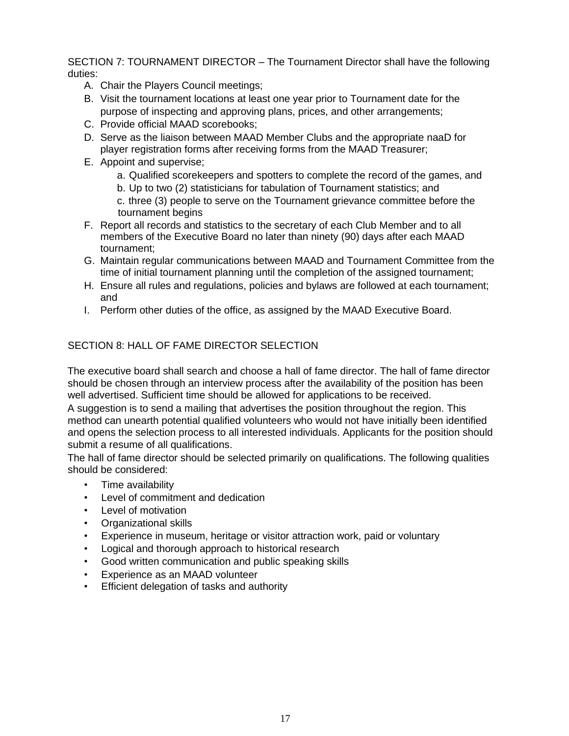SECTION 7: TOURNAMENT DIRECTOR – The Tournament Director shall have the following duties:

A. Chair the Players Council meetings;
B. Visit the tournament locations at least one year prior to Tournament date for the purpose of inspecting and approving plans, prices, and other arrangements;
C. Provide official MAAD scorebooks;
D. Serve as the liaison between MAAD Member Clubs and the appropriate naaD for player registration forms after receiving forms from the MAAD Treasurer;
E. Appoint and supervise;
   a. Qualified scorekeepers and spotters to complete the record of the games, and
   b. Up to two (2) statisticians for tabulation of Tournament statistics; and
   c. three (3) people to serve on the Tournament grievance committee before the tournament begins
F. Report all records and statistics to the secretary of each Club Member and to all members of the Executive Board no later than ninety (90) days after each MAAD tournament;
G. Maintain regular communications between MAAD and Tournament Committee from the time of initial tournament planning until the completion of the assigned tournament;
H. Ensure all rules and regulations, policies and bylaws are followed at each tournament; and
I. Perform other duties of the office, as assigned by the MAAD Executive Board.

SECTION 8: HALL OF FAME DIRECTOR SELECTION

The executive board shall search and choose a hall of fame director. The hall of fame director should be chosen through an interview process after the availability of the position has been well advertised. Sufficient time should be allowed for applications to be received.

A suggestion is to send a mailing that advertises the position throughout the region. This method can unearth potential qualified volunteers who would not have initially been identified and opens the selection process to all interested individuals. Applicants for the position should submit a resume of all qualifications.

The hall of fame director should be selected primarily on qualifications. The following qualities should be considered:

- Time availability
- Level of commitment and dedication
- Level of motivation
- Organizational skills
- Experience in museum, heritage or visitor attraction work, paid or voluntary
- Logical and thorough approach to historical research
- Good written communication and public speaking skills
- Experience as an MAAD volunteer
- Efficient delegation of tasks and authority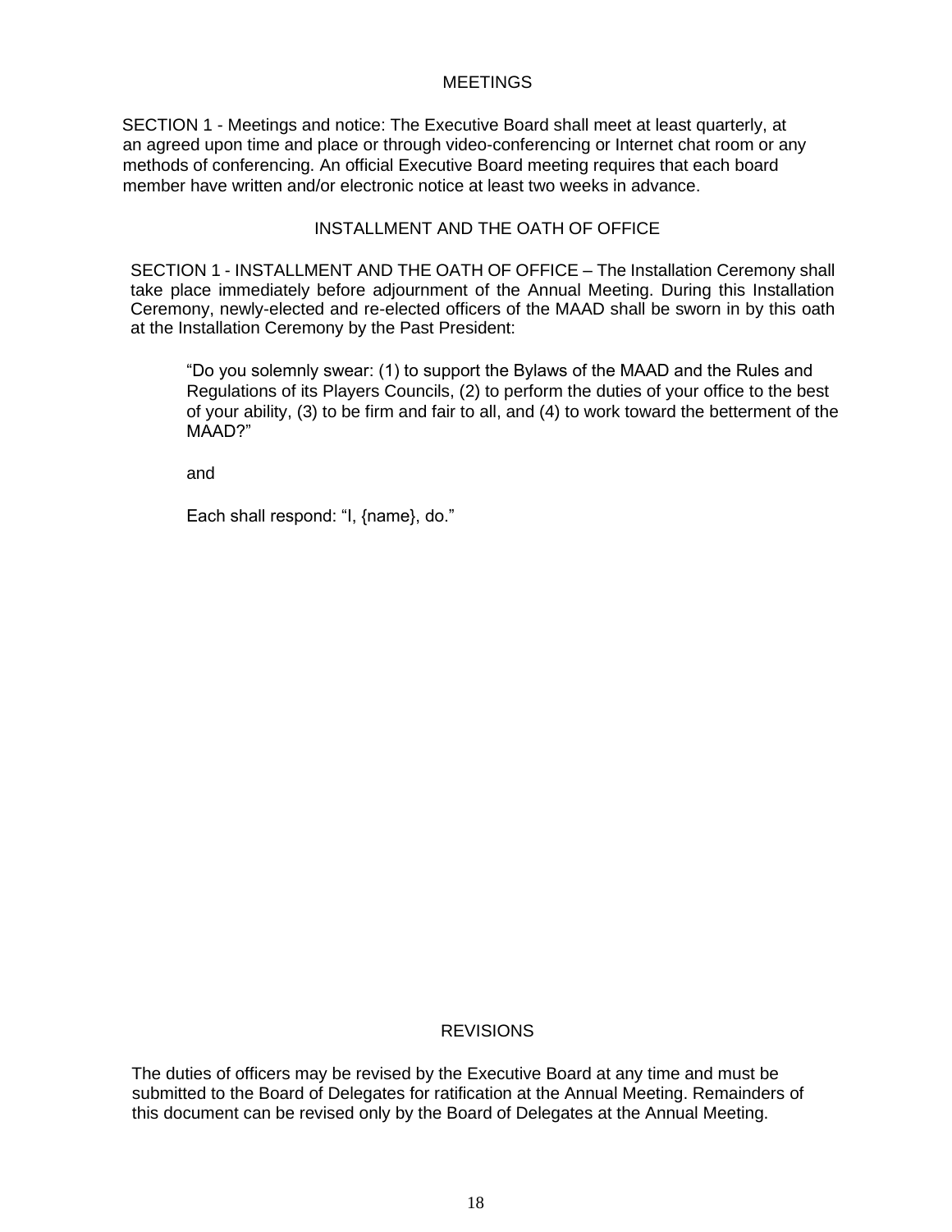## MEETINGS

SECTION 1 - Meetings and notice: The Executive Board shall meet at least quarterly, at an agreed upon time and place or through video-conferencing or Internet chat room or any methods of conferencing. An official Executive Board meeting requires that each board member have written and/or electronic notice at least two weeks in advance.

## INSTALLMENT AND THE OATH OF OFFICE

SECTION 1 - INSTALLMENT AND THE OATH OF OFFICE – The Installation Ceremony shall take place immediately before adjournment of the Annual Meeting. During this Installation Ceremony, newly-elected and re-elected officers of the MAAD shall be sworn in by this oath at the Installation Ceremony by the Past President:

> "Do you solemnly swear: (1) to support the Bylaws of the MAAD and the Rules and Regulations of its Players Councils, (2) to perform the duties of your office to the best of your ability, (3) to be firm and fair to all, and (4) to work toward the betterment of the MAAD?"
>
> and
>
> Each shall respond: "I, {name}, do."

## REVISIONS

The duties of officers may be revised by the Executive Board at any time and must be submitted to the Board of Delegates for ratification at the Annual Meeting. Remainders of this document can be revised only by the Board of Delegates at the Annual Meeting.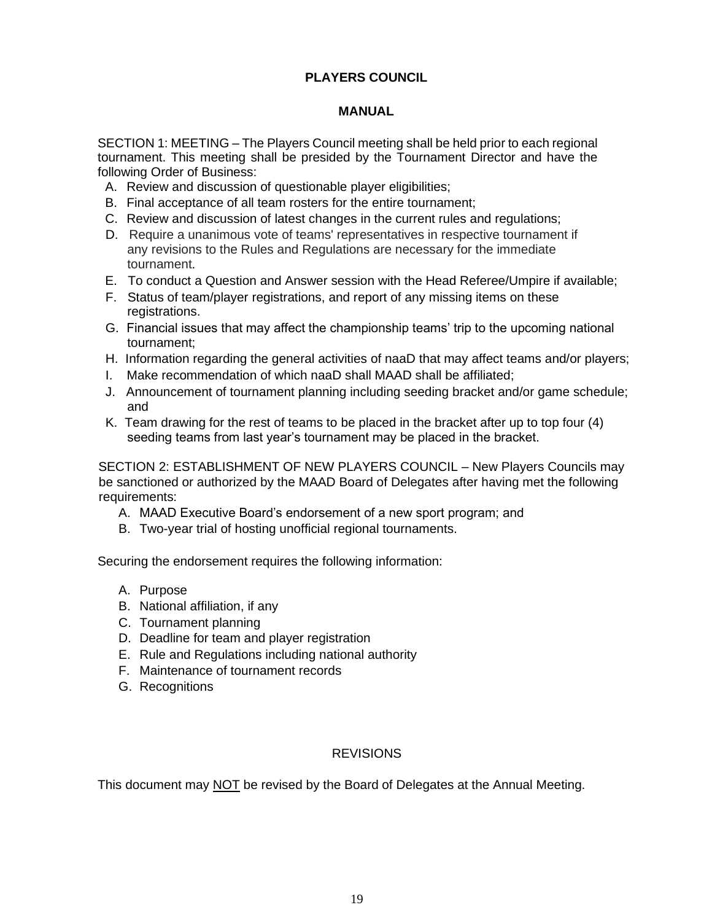# PLAYERS COUNCIL

## MANUAL

SECTION 1: MEETING – The Players Council meeting shall be held prior to each regional tournament. This meeting shall be presided by the Tournament Director and have the following Order of Business:

A. Review and discussion of questionable player eligibilities;
B. Final acceptance of all team rosters for the entire tournament;
C. Review and discussion of latest changes in the current rules and regulations;
D. Require a unanimous vote of teams' representatives in respective tournament if any revisions to the Rules and Regulations are necessary for the immediate tournament.
E. To conduct a Question and Answer session with the Head Referee/Umpire if available;
F. Status of team/player registrations, and report of any missing items on these registrations.
G. Financial issues that may affect the championship teams' trip to the upcoming national tournament;
H. Information regarding the general activities of naaD that may affect teams and/or players;
I. Make recommendation of which naaD shall MAAD shall be affiliated;
J. Announcement of tournament planning including seeding bracket and/or game schedule; and
K. Team drawing for the rest of teams to be placed in the bracket after up to top four (4) seeding teams from last year's tournament may be placed in the bracket.

SECTION 2: ESTABLISHMENT OF NEW PLAYERS COUNCIL – New Players Councils may be sanctioned or authorized by the MAAD Board of Delegates after having met the following requirements:

A. MAAD Executive Board's endorsement of a new sport program; and
B. Two-year trial of hosting unofficial regional tournaments.

Securing the endorsement requires the following information:

A. Purpose
B. National affiliation, if any
C. Tournament planning
D. Deadline for team and player registration
E. Rule and Regulations including national authority
F. Maintenance of tournament records
G. Recognitions

REVISIONS

This document may <u>NOT</u> be revised by the Board of Delegates at the Annual Meeting.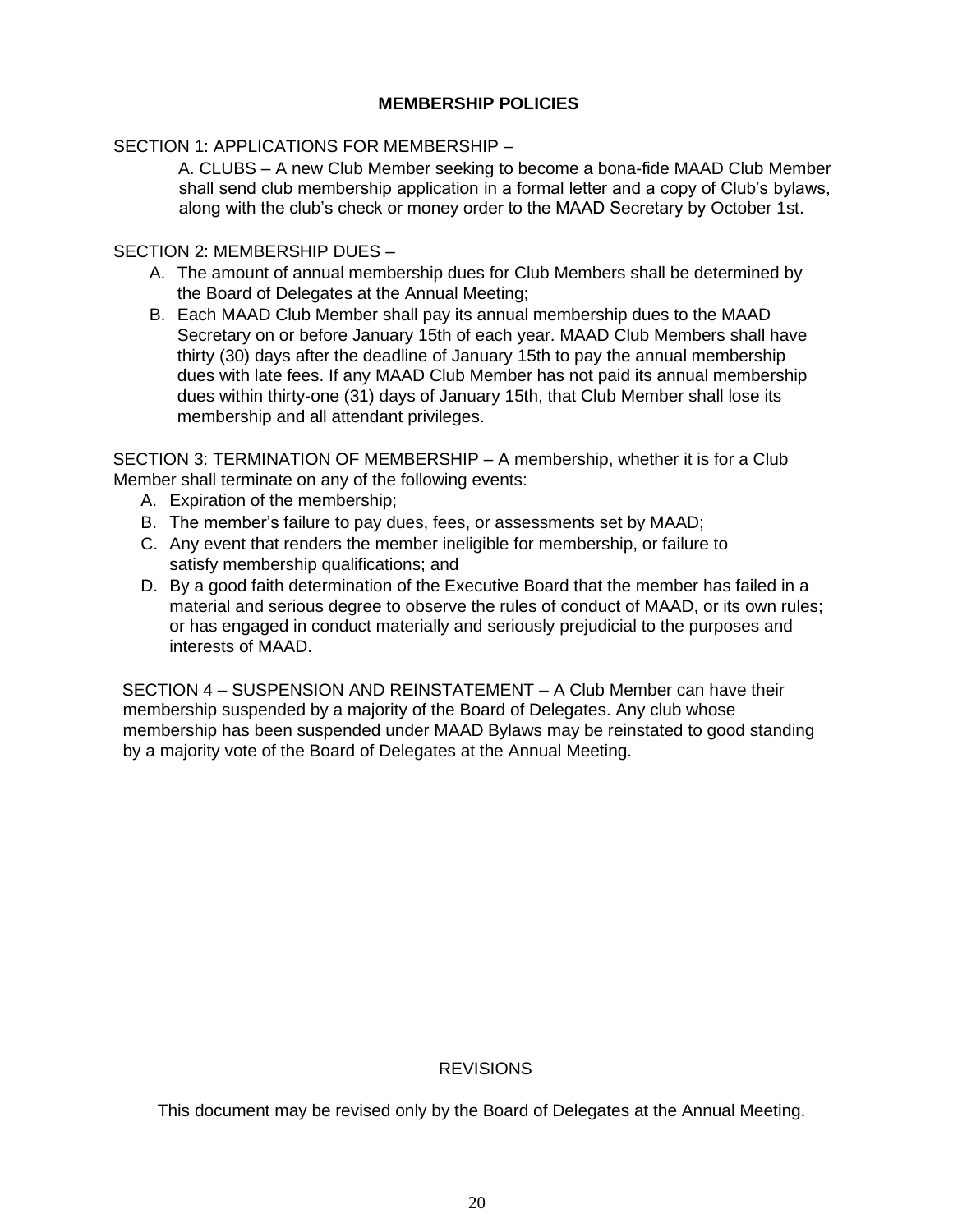## MEMBERSHIP POLICIES

SECTION 1: APPLICATIONS FOR MEMBERSHIP –

A. CLUBS – A new Club Member seeking to become a bona-fide MAAD Club Member shall send club membership application in a formal letter and a copy of Club's bylaws, along with the club's check or money order to the MAAD Secretary by October 1st.

SECTION 2: MEMBERSHIP DUES –

A. The amount of annual membership dues for Club Members shall be determined by the Board of Delegates at the Annual Meeting;
B. Each MAAD Club Member shall pay its annual membership dues to the MAAD Secretary on or before January 15th of each year. MAAD Club Members shall have thirty (30) days after the deadline of January 15th to pay the annual membership dues with late fees. If any MAAD Club Member has not paid its annual membership dues within thirty-one (31) days of January 15th, that Club Member shall lose its membership and all attendant privileges.

SECTION 3: TERMINATION OF MEMBERSHIP – A membership, whether it is for a Club Member shall terminate on any of the following events:

A. Expiration of the membership;
B. The member's failure to pay dues, fees, or assessments set by MAAD;
C. Any event that renders the member ineligible for membership, or failure to satisfy membership qualifications; and
D. By a good faith determination of the Executive Board that the member has failed in a material and serious degree to observe the rules of conduct of MAAD, or its own rules; or has engaged in conduct materially and seriously prejudicial to the purposes and interests of MAAD.

SECTION 4 – SUSPENSION AND REINSTATEMENT – A Club Member can have their membership suspended by a majority of the Board of Delegates. Any club whose membership has been suspended under MAAD Bylaws may be reinstated to good standing by a majority vote of the Board of Delegates at the Annual Meeting.

REVISIONS

This document may be revised only by the Board of Delegates at the Annual Meeting.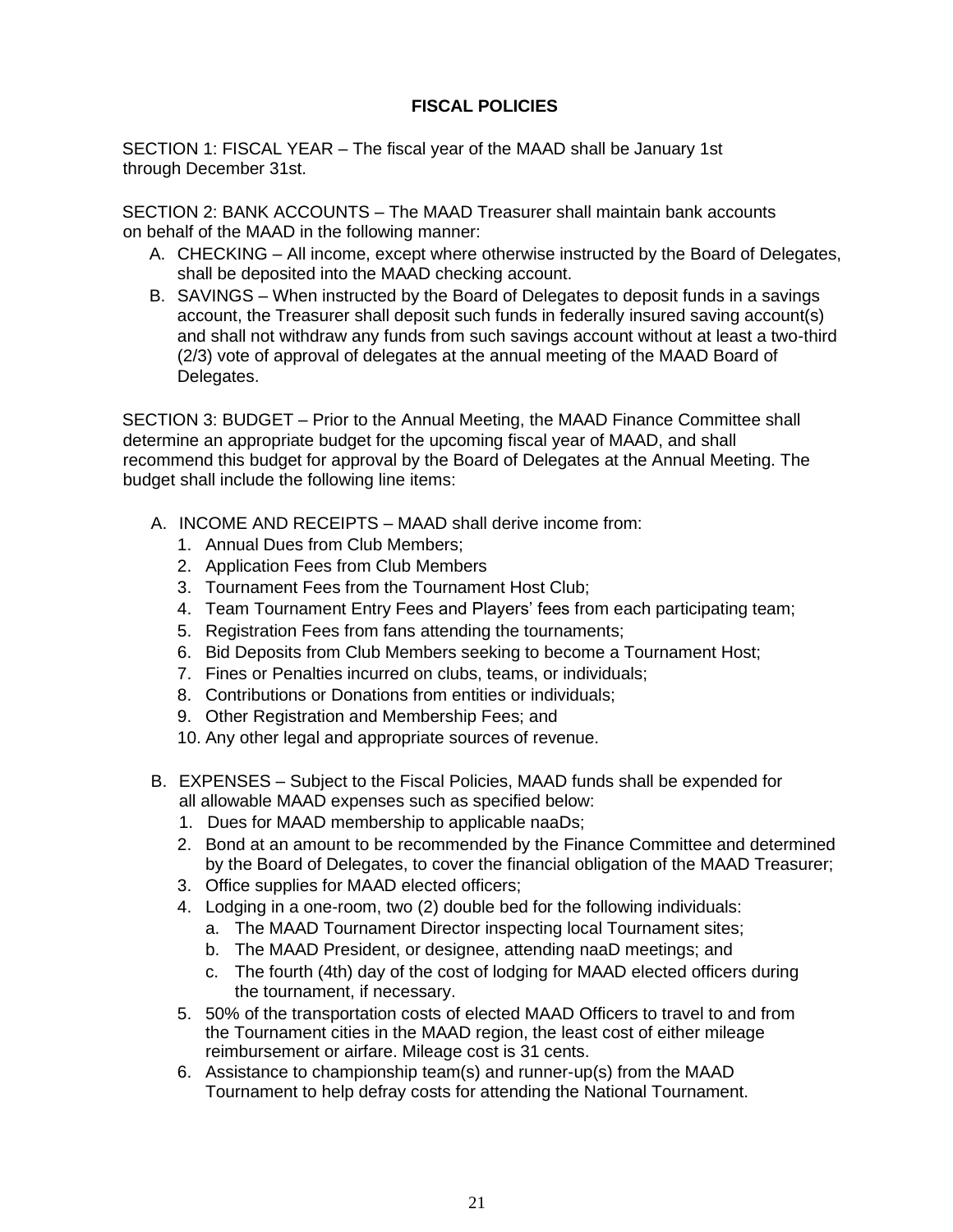## FISCAL POLICIES

SECTION 1: FISCAL YEAR – The fiscal year of the MAAD shall be January 1st through December 31st.

SECTION 2: BANK ACCOUNTS – The MAAD Treasurer shall maintain bank accounts on behalf of the MAAD in the following manner:

A. CHECKING – All income, except where otherwise instructed by the Board of Delegates, shall be deposited into the MAAD checking account.
B. SAVINGS – When instructed by the Board of Delegates to deposit funds in a savings account, the Treasurer shall deposit such funds in federally insured saving account(s) and shall not withdraw any funds from such savings account without at least a two-third (2/3) vote of approval of delegates at the annual meeting of the MAAD Board of Delegates.

SECTION 3: BUDGET – Prior to the Annual Meeting, the MAAD Finance Committee shall determine an appropriate budget for the upcoming fiscal year of MAAD, and shall recommend this budget for approval by the Board of Delegates at the Annual Meeting. The budget shall include the following line items:

A. INCOME AND RECEIPTS – MAAD shall derive income from:
   1. Annual Dues from Club Members;
   2. Application Fees from Club Members
   3. Tournament Fees from the Tournament Host Club;
   4. Team Tournament Entry Fees and Players' fees from each participating team;
   5. Registration Fees from fans attending the tournaments;
   6. Bid Deposits from Club Members seeking to become a Tournament Host;
   7. Fines or Penalties incurred on clubs, teams, or individuals;
   8. Contributions or Donations from entities or individuals;
   9. Other Registration and Membership Fees; and
   10. Any other legal and appropriate sources of revenue.

B. EXPENSES – Subject to the Fiscal Policies, MAAD funds shall be expended for all allowable MAAD expenses such as specified below:
   1. Dues for MAAD membership to applicable naaDs;
   2. Bond at an amount to be recommended by the Finance Committee and determined by the Board of Delegates, to cover the financial obligation of the MAAD Treasurer;
   3. Office supplies for MAAD elected officers;
   4. Lodging in a one-room, two (2) double bed for the following individuals:
      a. The MAAD Tournament Director inspecting local Tournament sites;
      b. The MAAD President, or designee, attending naaD meetings; and
      c. The fourth (4th) day of the cost of lodging for MAAD elected officers during the tournament, if necessary.
   5. 50% of the transportation costs of elected MAAD Officers to travel to and from the Tournament cities in the MAAD region, the least cost of either mileage reimbursement or airfare. Mileage cost is 31 cents.
   6. Assistance to championship team(s) and runner-up(s) from the MAAD Tournament to help defray costs for attending the National Tournament.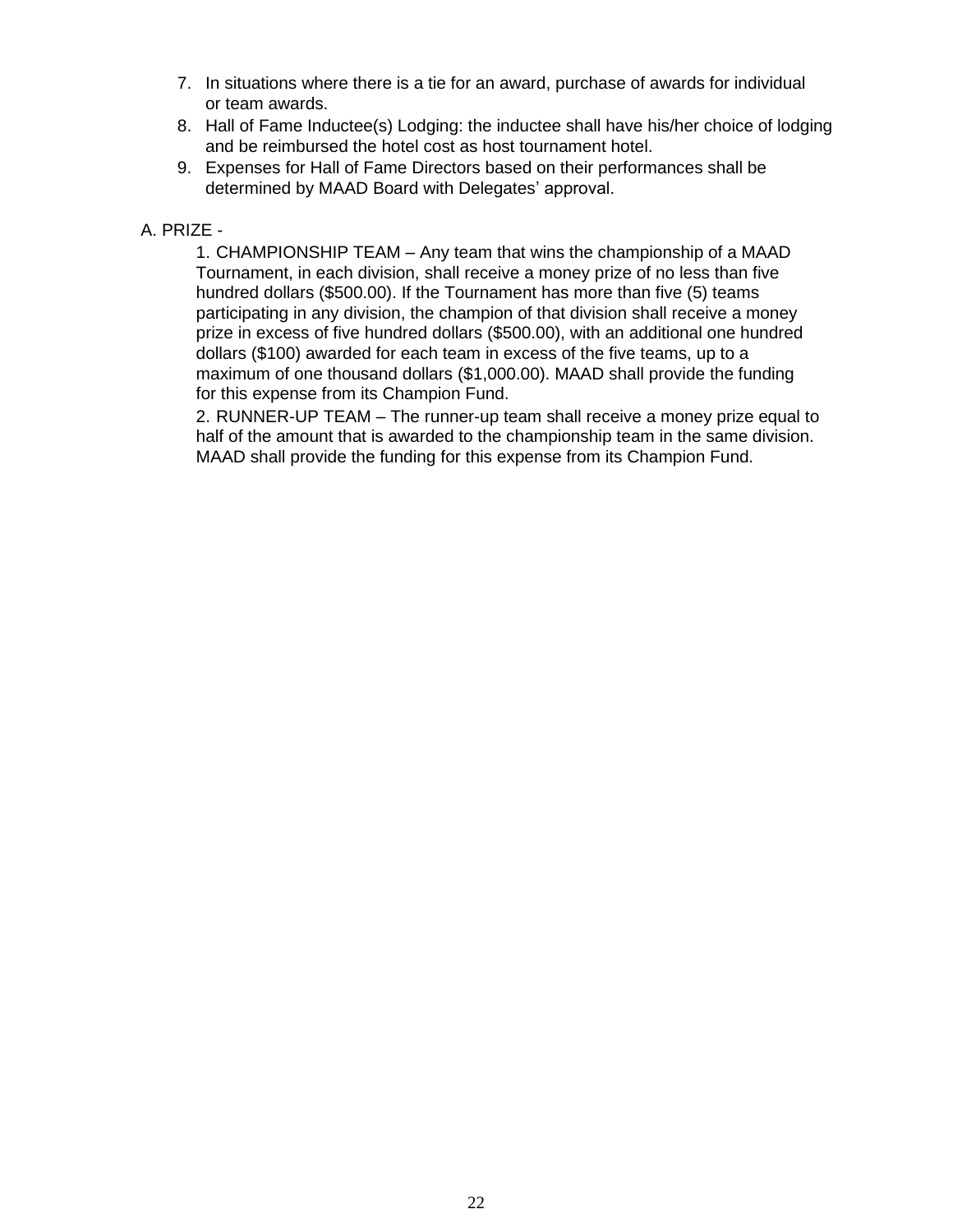7. In situations where there is a tie for an award, purchase of awards for individual or team awards.
8. Hall of Fame Inductee(s) Lodging: the inductee shall have his/her choice of lodging and be reimbursed the hotel cost as host tournament hotel.
9. Expenses for Hall of Fame Directors based on their performances shall be determined by MAAD Board with Delegates' approval.

A. PRIZE -

1. CHAMPIONSHIP TEAM – Any team that wins the championship of a MAAD Tournament, in each division, shall receive a money prize of no less than five hundred dollars ($500.00). If the Tournament has more than five (5) teams participating in any division, the champion of that division shall receive a money prize in excess of five hundred dollars ($500.00), with an additional one hundred dollars ($100) awarded for each team in excess of the five teams, up to a maximum of one thousand dollars ($1,000.00). MAAD shall provide the funding for this expense from its Champion Fund.

2. RUNNER-UP TEAM – The runner-up team shall receive a money prize equal to half of the amount that is awarded to the championship team in the same division. MAAD shall provide the funding for this expense from its Champion Fund.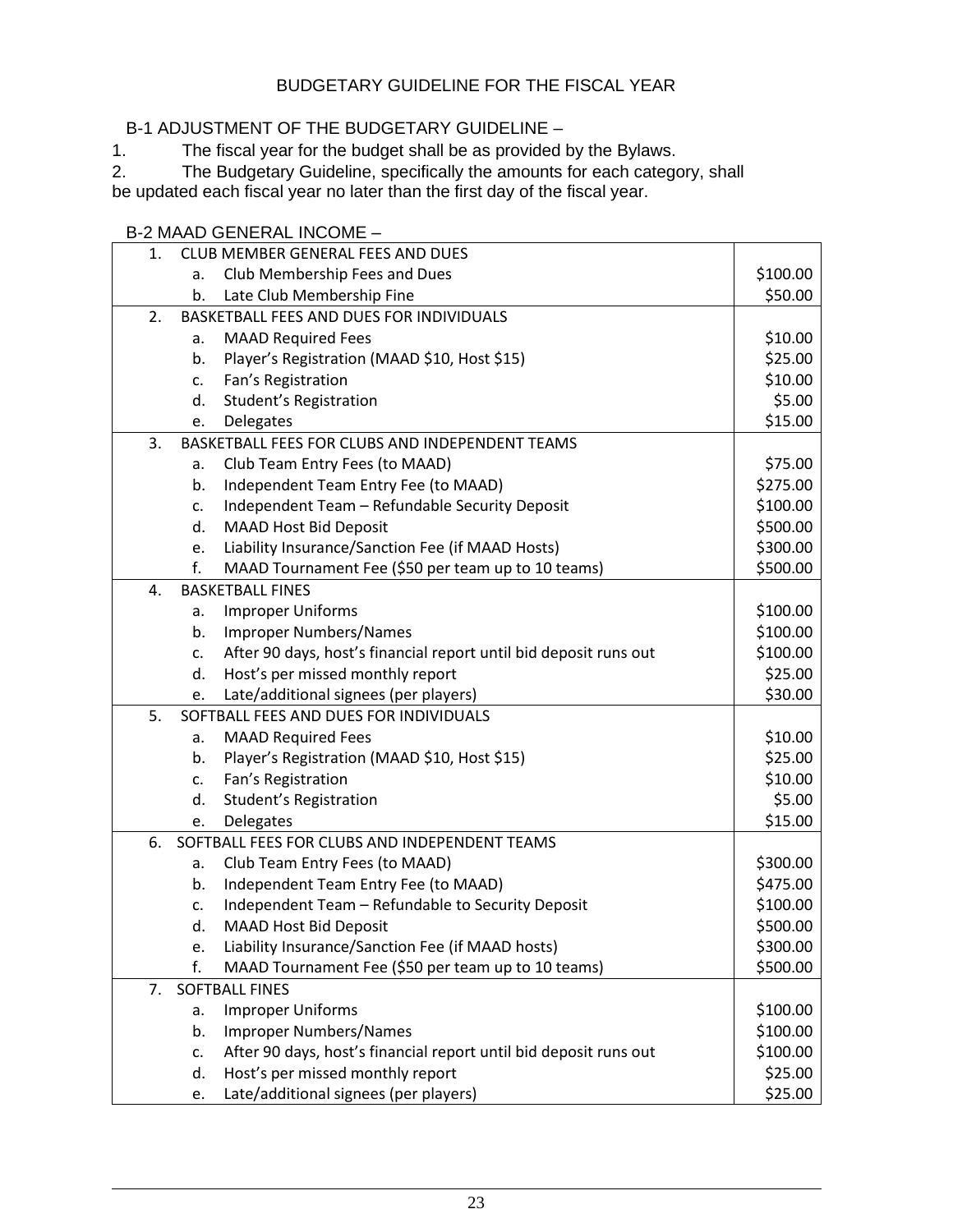# BUDGETARY GUIDELINE FOR THE FISCAL YEAR

## B-1 ADJUSTMENT OF THE BUDGETARY GUIDELINE –

1. The fiscal year for the budget shall be as provided by the Bylaws.
2. The Budgetary Guideline, specifically the amounts for each category, shall be updated each fiscal year no later than the first day of the fiscal year.

## B-2 MAAD GENERAL INCOME –

| Item | Amount |
|---|---|
| **1. CLUB MEMBER GENERAL FEES AND DUES** | |
| a. Club Membership Fees and Dues | $100.00 |
| b. Late Club Membership Fine | $50.00 |
| **2. BASKETBALL FEES AND DUES FOR INDIVIDUALS** | |
| a. MAAD Required Fees | $10.00 |
| b. Player's Registration (MAAD $10, Host $15) | $25.00 |
| c. Fan's Registration | $10.00 |
| d. Student's Registration | $5.00 |
| e. Delegates | $15.00 |
| **3. BASKETBALL FEES FOR CLUBS AND INDEPENDENT TEAMS** | |
| a. Club Team Entry Fees (to MAAD) | $75.00 |
| b. Independent Team Entry Fee (to MAAD) | $275.00 |
| c. Independent Team – Refundable Security Deposit | $100.00 |
| d. MAAD Host Bid Deposit | $500.00 |
| e. Liability Insurance/Sanction Fee (if MAAD Hosts) | $300.00 |
| f. MAAD Tournament Fee ($50 per team up to 10 teams) | $500.00 |
| **4. BASKETBALL FINES** | |
| a. Improper Uniforms | $100.00 |
| b. Improper Numbers/Names | $100.00 |
| c. After 90 days, host's financial report until bid deposit runs out | $100.00 |
| d. Host's per missed monthly report | $25.00 |
| e. Late/additional signees (per players) | $30.00 |
| **5. SOFTBALL FEES AND DUES FOR INDIVIDUALS** | |
| a. MAAD Required Fees | $10.00 |
| b. Player's Registration (MAAD $10, Host $15) | $25.00 |
| c. Fan's Registration | $10.00 |
| d. Student's Registration | $5.00 |
| e. Delegates | $15.00 |
| **6. SOFTBALL FEES FOR CLUBS AND INDEPENDENT TEAMS** | |
| a. Club Team Entry Fees (to MAAD) | $300.00 |
| b. Independent Team Entry Fee (to MAAD) | $475.00 |
| c. Independent Team – Refundable to Security Deposit | $100.00 |
| d. MAAD Host Bid Deposit | $500.00 |
| e. Liability Insurance/Sanction Fee (if MAAD hosts) | $300.00 |
| f. MAAD Tournament Fee ($50 per team up to 10 teams) | $500.00 |
| **7. SOFTBALL FINES** | |
| a. Improper Uniforms | $100.00 |
| b. Improper Numbers/Names | $100.00 |
| c. After 90 days, host's financial report until bid deposit runs out | $100.00 |
| d. Host's per missed monthly report | $25.00 |
| e. Late/additional signees (per players) | $25.00 |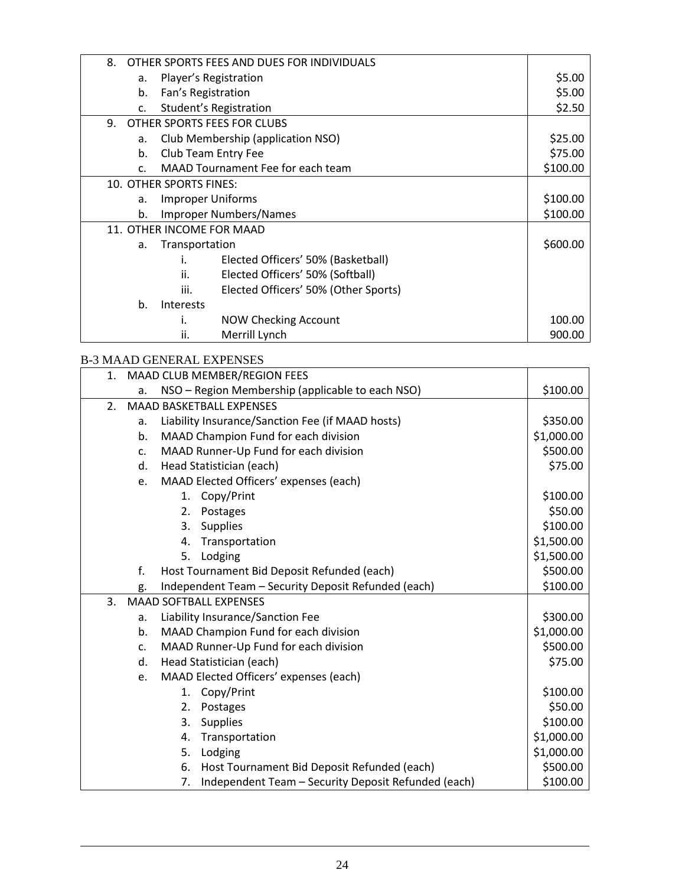| 8. OTHER SPORTS FEES AND DUES FOR INDIVIDUALS | |
|---|---|
| a. Player's Registration | $5.00 |
| b. Fan's Registration | $5.00 |
| c. Student's Registration | $2.50 |
| 9. OTHER SPORTS FEES FOR CLUBS | |
| a. Club Membership (application NSO) | $25.00 |
| b. Club Team Entry Fee | $75.00 |
| c. MAAD Tournament Fee for each team | $100.00 |
| 10. OTHER SPORTS FINES: | |
| a. Improper Uniforms | $100.00 |
| b. Improper Numbers/Names | $100.00 |
| 11. OTHER INCOME FOR MAAD | |
| a. Transportation | $600.00 |
| i. Elected Officers' 50% (Basketball) | |
| ii. Elected Officers' 50% (Softball) | |
| iii. Elected Officers' 50% (Other Sports) | |
| b. Interests | |
| i. NOW Checking Account | 100.00 |
| ii. Merrill Lynch | 900.00 |

## B-3 MAAD GENERAL EXPENSES

| 1. MAAD CLUB MEMBER/REGION FEES | |
|---|---|
| a. NSO – Region Membership (applicable to each NSO) | $100.00 |
| 2. MAAD BASKETBALL EXPENSES | |
| a. Liability Insurance/Sanction Fee (if MAAD hosts) | $350.00 |
| b. MAAD Champion Fund for each division | $1,000.00 |
| c. MAAD Runner-Up Fund for each division | $500.00 |
| d. Head Statistician (each) | $75.00 |
| e. MAAD Elected Officers' expenses (each) | |
| 1. Copy/Print | $100.00 |
| 2. Postages | $50.00 |
| 3. Supplies | $100.00 |
| 4. Transportation | $1,500.00 |
| 5. Lodging | $1,500.00 |
| f. Host Tournament Bid Deposit Refunded (each) | $500.00 |
| g. Independent Team – Security Deposit Refunded (each) | $100.00 |
| 3. MAAD SOFTBALL EXPENSES | |
| a. Liability Insurance/Sanction Fee | $300.00 |
| b. MAAD Champion Fund for each division | $1,000.00 |
| c. MAAD Runner-Up Fund for each division | $500.00 |
| d. Head Statistician (each) | $75.00 |
| e. MAAD Elected Officers' expenses (each) | |
| 1. Copy/Print | $100.00 |
| 2. Postages | $50.00 |
| 3. Supplies | $100.00 |
| 4. Transportation | $1,000.00 |
| 5. Lodging | $1,000.00 |
| 6. Host Tournament Bid Deposit Refunded (each) | $500.00 |
| 7. Independent Team – Security Deposit Refunded (each) | $100.00 |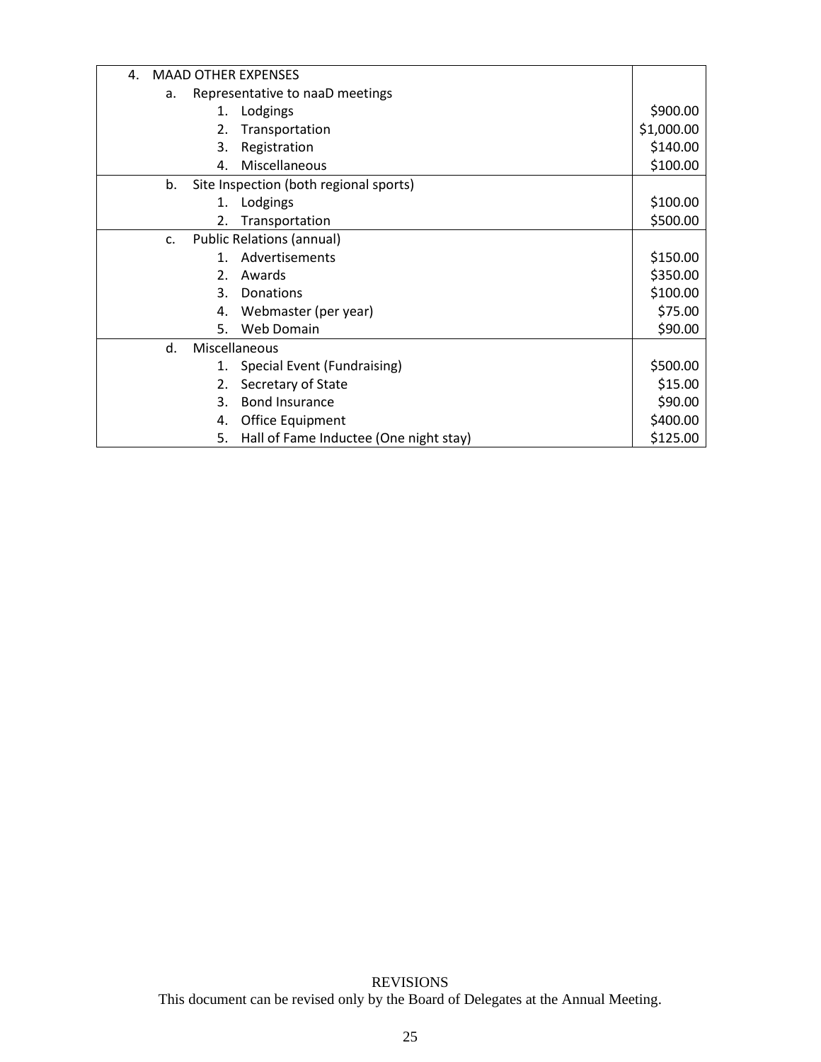| 4. MAAD OTHER EXPENSES | |
|---|---|
| a. Representative to naaD meetings | |
| 1. Lodgings | $900.00 |
| 2. Transportation | $1,000.00 |
| 3. Registration | $140.00 |
| 4. Miscellaneous | $100.00 |
| b. Site Inspection (both regional sports) | |
| 1. Lodgings | $100.00 |
| 2. Transportation | $500.00 |
| c. Public Relations (annual) | |
| 1. Advertisements | $150.00 |
| 2. Awards | $350.00 |
| 3. Donations | $100.00 |
| 4. Webmaster (per year) | $75.00 |
| 5. Web Domain | $90.00 |
| d. Miscellaneous | |
| 1. Special Event (Fundraising) | $500.00 |
| 2. Secretary of State | $15.00 |
| 3. Bond Insurance | $90.00 |
| 4. Office Equipment | $400.00 |
| 5. Hall of Fame Inductee (One night stay) | $125.00 |

REVISIONS

This document can be revised only by the Board of Delegates at the Annual Meeting.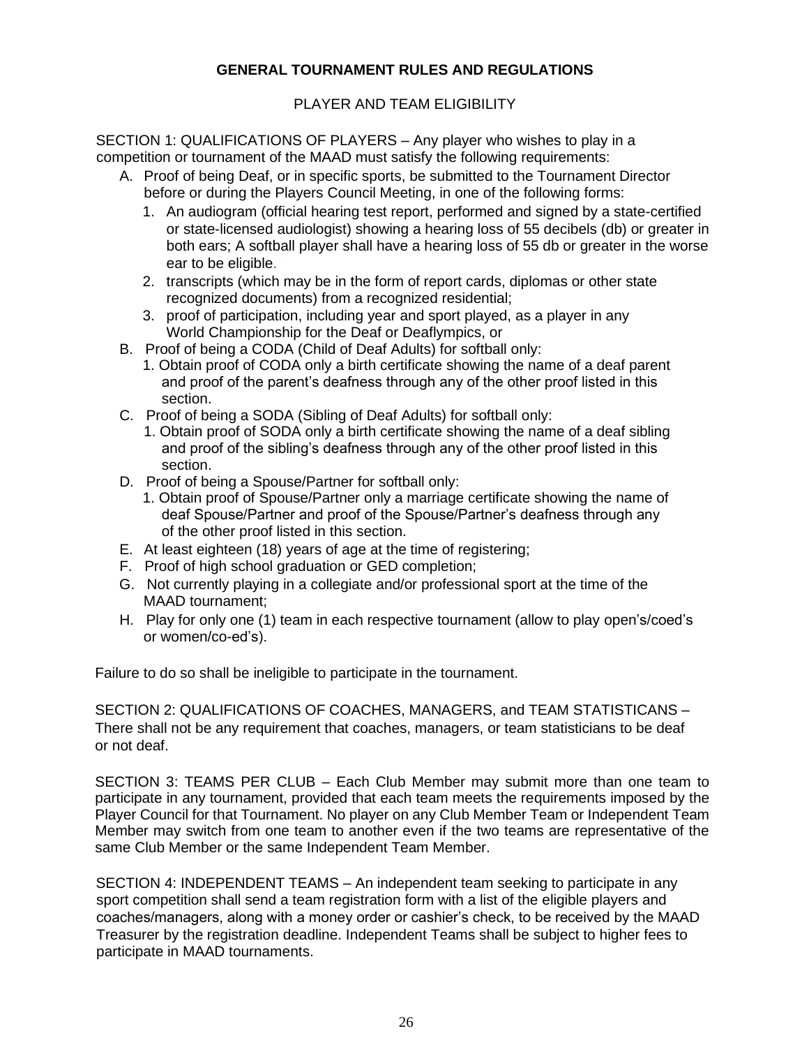## GENERAL TOURNAMENT RULES AND REGULATIONS

### PLAYER AND TEAM ELIGIBILITY

SECTION 1: QUALIFICATIONS OF PLAYERS – Any player who wishes to play in a competition or tournament of the MAAD must satisfy the following requirements:

A. Proof of being Deaf, or in specific sports, be submitted to the Tournament Director before or during the Players Council Meeting, in one of the following forms:
   1. An audiogram (official hearing test report, performed and signed by a state-certified or state-licensed audiologist) showing a hearing loss of 55 decibels (db) or greater in both ears; A softball player shall have a hearing loss of 55 db or greater in the worse ear to be eligible.
   2. transcripts (which may be in the form of report cards, diplomas or other state recognized documents) from a recognized residential;
   3. proof of participation, including year and sport played, as a player in any World Championship for the Deaf or Deaflympics, or
B. Proof of being a CODA (Child of Deaf Adults) for softball only:
   1. Obtain proof of CODA only a birth certificate showing the name of a deaf parent and proof of the parent's deafness through any of the other proof listed in this section.
C. Proof of being a SODA (Sibling of Deaf Adults) for softball only:
   1. Obtain proof of SODA only a birth certificate showing the name of a deaf sibling and proof of the sibling's deafness through any of the other proof listed in this section.
D. Proof of being a Spouse/Partner for softball only:
   1. Obtain proof of Spouse/Partner only a marriage certificate showing the name of deaf Spouse/Partner and proof of the Spouse/Partner's deafness through any of the other proof listed in this section.
E. At least eighteen (18) years of age at the time of registering;
F. Proof of high school graduation or GED completion;
G. Not currently playing in a collegiate and/or professional sport at the time of the MAAD tournament;
H. Play for only one (1) team in each respective tournament (allow to play open's/coed's or women/co-ed's).

Failure to do so shall be ineligible to participate in the tournament.

SECTION 2: QUALIFICATIONS OF COACHES, MANAGERS, and TEAM STATISTICANS – There shall not be any requirement that coaches, managers, or team statisticians to be deaf or not deaf.

SECTION 3: TEAMS PER CLUB – Each Club Member may submit more than one team to participate in any tournament, provided that each team meets the requirements imposed by the Player Council for that Tournament. No player on any Club Member Team or Independent Team Member may switch from one team to another even if the two teams are representative of the same Club Member or the same Independent Team Member.

SECTION 4: INDEPENDENT TEAMS – An independent team seeking to participate in any sport competition shall send a team registration form with a list of the eligible players and coaches/managers, along with a money order or cashier's check, to be received by the MAAD Treasurer by the registration deadline. Independent Teams shall be subject to higher fees to participate in MAAD tournaments.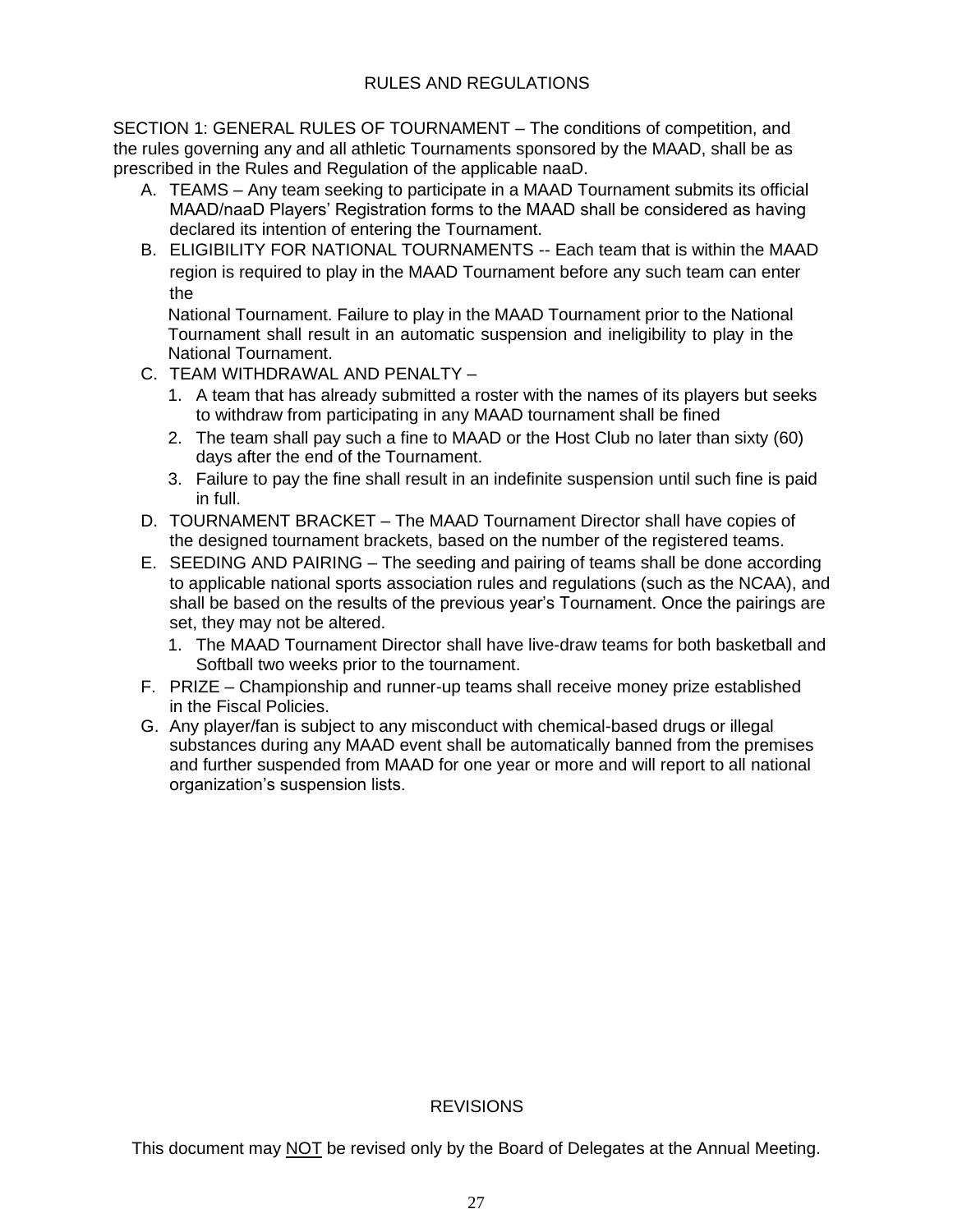## RULES AND REGULATIONS

SECTION 1: GENERAL RULES OF TOURNAMENT – The conditions of competition, and the rules governing any and all athletic Tournaments sponsored by the MAAD, shall be as prescribed in the Rules and Regulation of the applicable naaD.

A. TEAMS – Any team seeking to participate in a MAAD Tournament submits its official MAAD/naaD Players' Registration forms to the MAAD shall be considered as having declared its intention of entering the Tournament.

B. ELIGIBILITY FOR NATIONAL TOURNAMENTS -- Each team that is within the MAAD region is required to play in the MAAD Tournament before any such team can enter the National Tournament. Failure to play in the MAAD Tournament prior to the National Tournament shall result in an automatic suspension and ineligibility to play in the National Tournament.

C. TEAM WITHDRAWAL AND PENALTY –
   1. A team that has already submitted a roster with the names of its players but seeks to withdraw from participating in any MAAD tournament shall be fined
   2. The team shall pay such a fine to MAAD or the Host Club no later than sixty (60) days after the end of the Tournament.
   3. Failure to pay the fine shall result in an indefinite suspension until such fine is paid in full.

D. TOURNAMENT BRACKET – The MAAD Tournament Director shall have copies of the designed tournament brackets, based on the number of the registered teams.

E. SEEDING AND PAIRING – The seeding and pairing of teams shall be done according to applicable national sports association rules and regulations (such as the NCAA), and shall be based on the results of the previous year's Tournament. Once the pairings are set, they may not be altered.
   1. The MAAD Tournament Director shall have live-draw teams for both basketball and Softball two weeks prior to the tournament.

F. PRIZE – Championship and runner-up teams shall receive money prize established in the Fiscal Policies.

G. Any player/fan is subject to any misconduct with chemical-based drugs or illegal substances during any MAAD event shall be automatically banned from the premises and further suspended from MAAD for one year or more and will report to all national organization's suspension lists.

## REVISIONS

This document may NOT be revised only by the Board of Delegates at the Annual Meeting.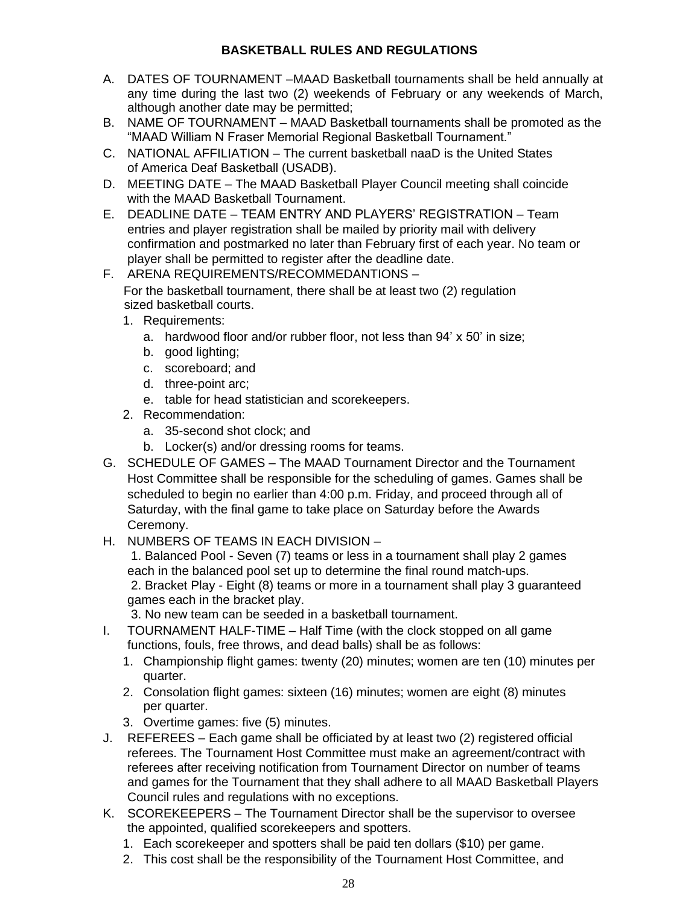## BASKETBALL RULES AND REGULATIONS

A. DATES OF TOURNAMENT –MAAD Basketball tournaments shall be held annually at any time during the last two (2) weekends of February or any weekends of March, although another date may be permitted;

B. NAME OF TOURNAMENT – MAAD Basketball tournaments shall be promoted as the "MAAD William N Fraser Memorial Regional Basketball Tournament."

C. NATIONAL AFFILIATION – The current basketball naaD is the United States of America Deaf Basketball (USADB).

D. MEETING DATE – The MAAD Basketball Player Council meeting shall coincide with the MAAD Basketball Tournament.

E. DEADLINE DATE – TEAM ENTRY AND PLAYERS' REGISTRATION – Team entries and player registration shall be mailed by priority mail with delivery confirmation and postmarked no later than February first of each year. No team or player shall be permitted to register after the deadline date.

F. ARENA REQUIREMENTS/RECOMMEDANTIONS –
   For the basketball tournament, there shall be at least two (2) regulation sized basketball courts.
   1. Requirements:
      a. hardwood floor and/or rubber floor, not less than 94' x 50' in size;
      b. good lighting;
      c. scoreboard; and
      d. three-point arc;
      e. table for head statistician and scorekeepers.
   2. Recommendation:
      a. 35-second shot clock; and
      b. Locker(s) and/or dressing rooms for teams.

G. SCHEDULE OF GAMES – The MAAD Tournament Director and the Tournament Host Committee shall be responsible for the scheduling of games. Games shall be scheduled to begin no earlier than 4:00 p.m. Friday, and proceed through all of Saturday, with the final game to take place on Saturday before the Awards Ceremony.

H. NUMBERS OF TEAMS IN EACH DIVISION –
   1. Balanced Pool - Seven (7) teams or less in a tournament shall play 2 games each in the balanced pool set up to determine the final round match-ups.
   2. Bracket Play - Eight (8) teams or more in a tournament shall play 3 guaranteed games each in the bracket play.
   3. No new team can be seeded in a basketball tournament.

I. TOURNAMENT HALF-TIME – Half Time (with the clock stopped on all game functions, fouls, free throws, and dead balls) shall be as follows:
   1. Championship flight games: twenty (20) minutes; women are ten (10) minutes per quarter.
   2. Consolation flight games: sixteen (16) minutes; women are eight (8) minutes per quarter.
   3. Overtime games: five (5) minutes.

J. REFEREES – Each game shall be officiated by at least two (2) registered official referees. The Tournament Host Committee must make an agreement/contract with referees after receiving notification from Tournament Director on number of teams and games for the Tournament that they shall adhere to all MAAD Basketball Players Council rules and regulations with no exceptions.

K. SCOREKEEPERS – The Tournament Director shall be the supervisor to oversee the appointed, qualified scorekeepers and spotters.
   1. Each scorekeeper and spotters shall be paid ten dollars ($10) per game.
   2. This cost shall be the responsibility of the Tournament Host Committee, and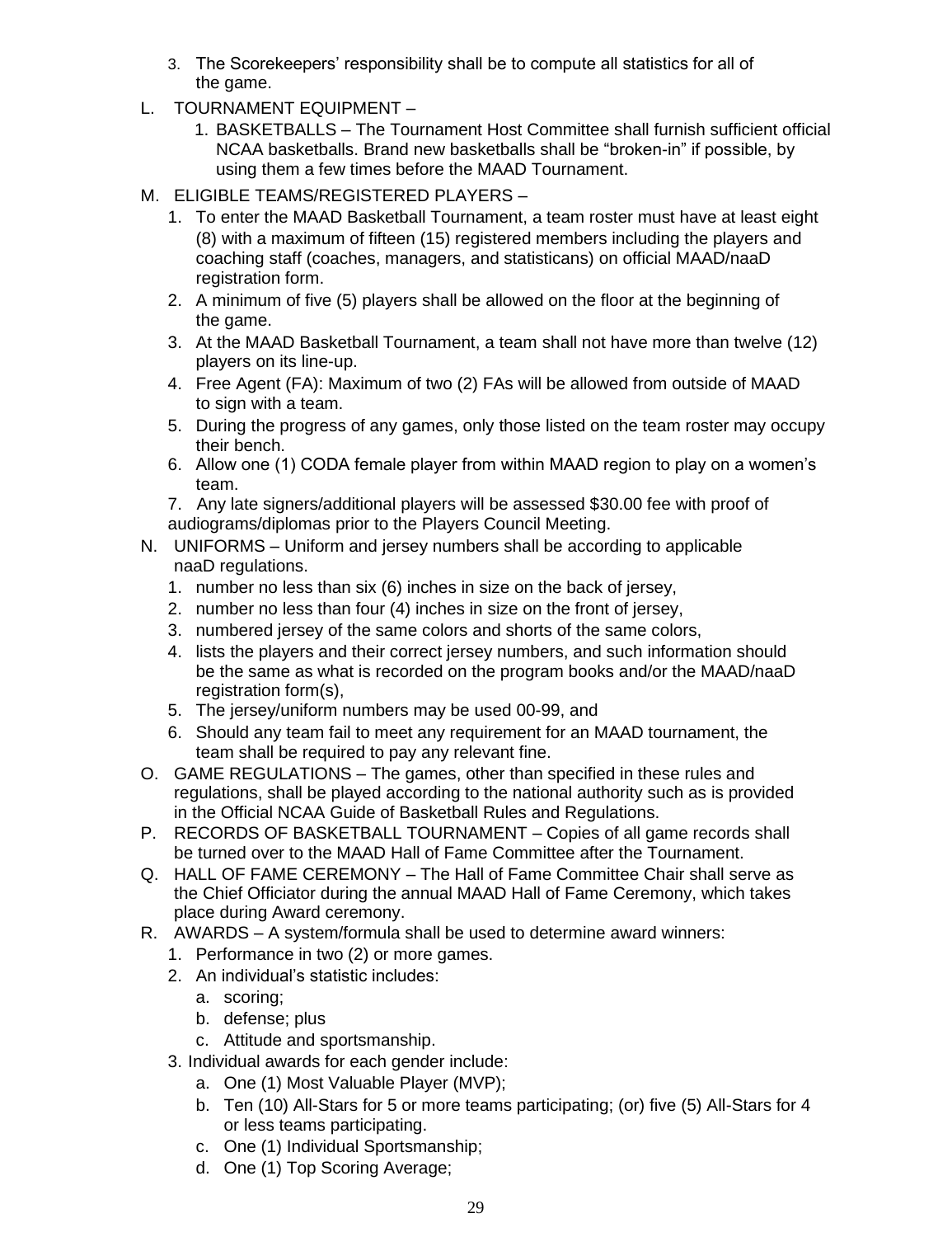3. The Scorekeepers' responsibility shall be to compute all statistics for all of the game.

L. TOURNAMENT EQUIPMENT –

   1. BASKETBALLS – The Tournament Host Committee shall furnish sufficient official NCAA basketballs. Brand new basketballs shall be "broken-in" if possible, by using them a few times before the MAAD Tournament.

M. ELIGIBLE TEAMS/REGISTERED PLAYERS –

   1. To enter the MAAD Basketball Tournament, a team roster must have at least eight (8) with a maximum of fifteen (15) registered members including the players and coaching staff (coaches, managers, and statisticans) on official MAAD/naaD registration form.
   2. A minimum of five (5) players shall be allowed on the floor at the beginning of the game.
   3. At the MAAD Basketball Tournament, a team shall not have more than twelve (12) players on its line-up.
   4. Free Agent (FA): Maximum of two (2) FAs will be allowed from outside of MAAD to sign with a team.
   5. During the progress of any games, only those listed on the team roster may occupy their bench.
   6. Allow one (1) CODA female player from within MAAD region to play on a women's team.
   7. Any late signers/additional players will be assessed $30.00 fee with proof of audiograms/diplomas prior to the Players Council Meeting.

N. UNIFORMS – Uniform and jersey numbers shall be according to applicable naaD regulations.

   1. number no less than six (6) inches in size on the back of jersey,
   2. number no less than four (4) inches in size on the front of jersey,
   3. numbered jersey of the same colors and shorts of the same colors,
   4. lists the players and their correct jersey numbers, and such information should be the same as what is recorded on the program books and/or the MAAD/naaD registration form(s),
   5. The jersey/uniform numbers may be used 00-99, and
   6. Should any team fail to meet any requirement for an MAAD tournament, the team shall be required to pay any relevant fine.

O. GAME REGULATIONS – The games, other than specified in these rules and regulations, shall be played according to the national authority such as is provided in the Official NCAA Guide of Basketball Rules and Regulations.

P. RECORDS OF BASKETBALL TOURNAMENT – Copies of all game records shall be turned over to the MAAD Hall of Fame Committee after the Tournament.

Q. HALL OF FAME CEREMONY – The Hall of Fame Committee Chair shall serve as the Chief Officiator during the annual MAAD Hall of Fame Ceremony, which takes place during Award ceremony.

R. AWARDS – A system/formula shall be used to determine award winners:

   1. Performance in two (2) or more games.
   2. An individual's statistic includes:
      a. scoring;
      b. defense; plus
      c. Attitude and sportsmanship.
   3. Individual awards for each gender include:
      a. One (1) Most Valuable Player (MVP);
      b. Ten (10) All-Stars for 5 or more teams participating; (or) five (5) All-Stars for 4 or less teams participating.
      c. One (1) Individual Sportsmanship;
      d. One (1) Top Scoring Average;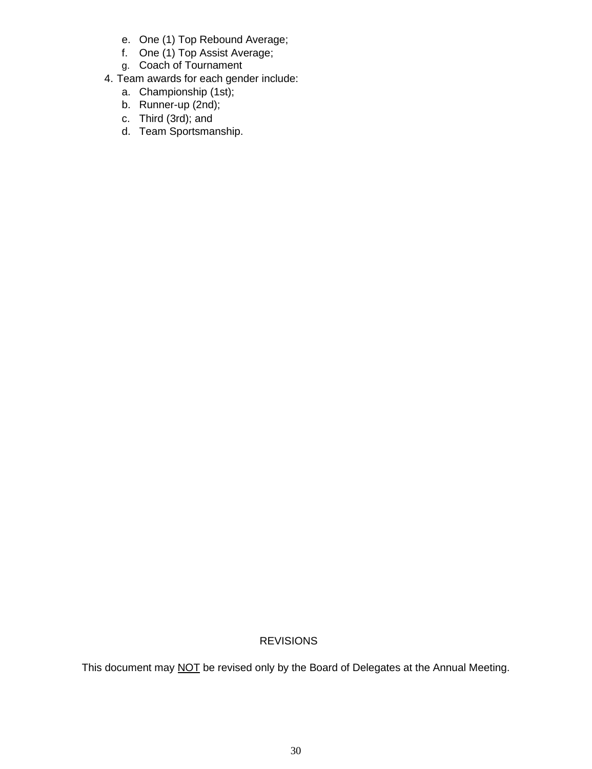e. One (1) Top Rebound Average;
   f. One (1) Top Assist Average;
   g. Coach of Tournament

4. Team awards for each gender include:
   a. Championship (1st);
   b. Runner-up (2nd);
   c. Third (3rd); and
   d. Team Sportsmanship.

REVISIONS

This document may <u>NOT</u> be revised only by the Board of Delegates at the Annual Meeting.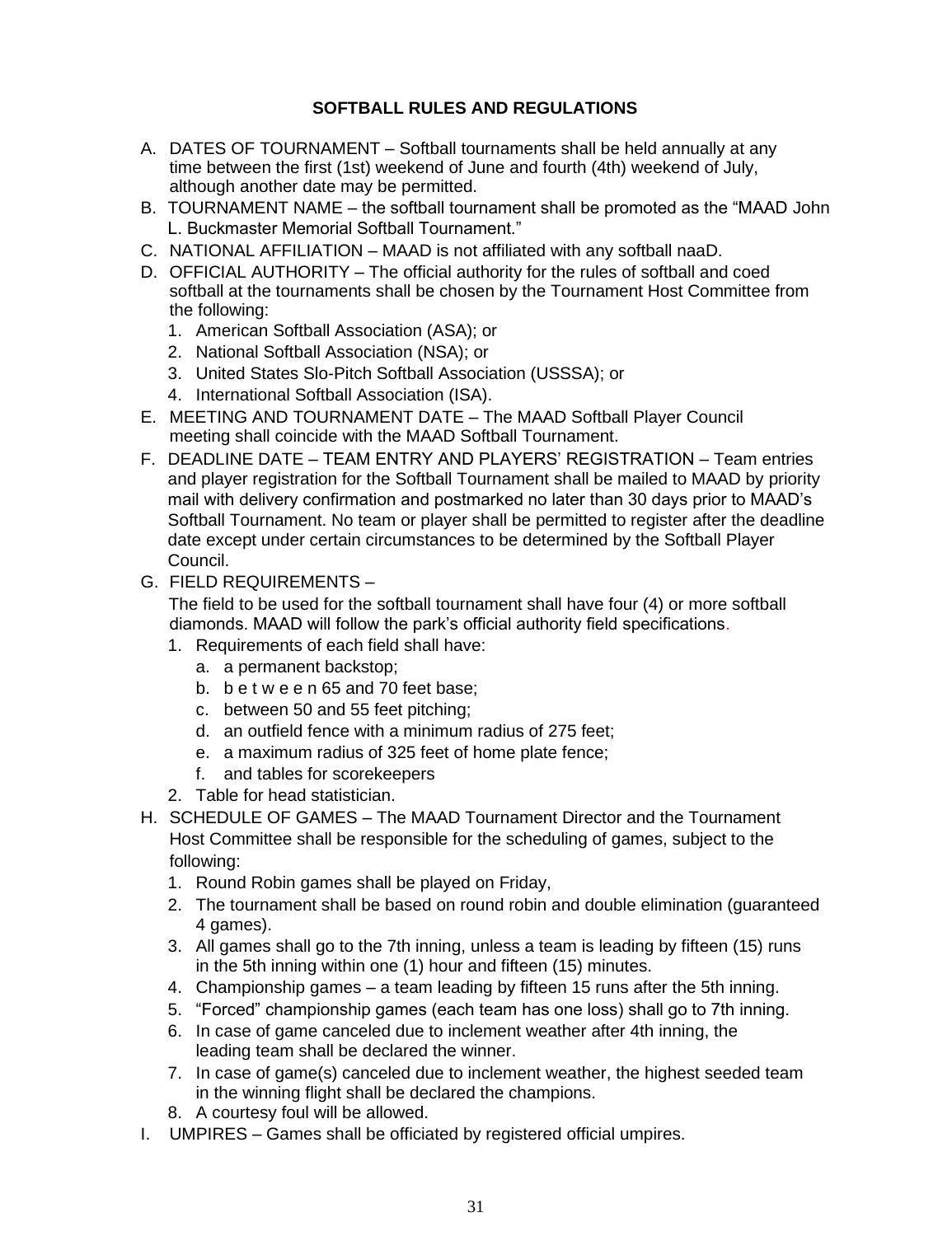## SOFTBALL RULES AND REGULATIONS

A. DATES OF TOURNAMENT – Softball tournaments shall be held annually at any time between the first (1st) weekend of June and fourth (4th) weekend of July, although another date may be permitted.

B. TOURNAMENT NAME – the softball tournament shall be promoted as the "MAAD John L. Buckmaster Memorial Softball Tournament."

C. NATIONAL AFFILIATION – MAAD is not affiliated with any softball naaD.

D. OFFICIAL AUTHORITY – The official authority for the rules of softball and coed softball at the tournaments shall be chosen by the Tournament Host Committee from the following:
   1. American Softball Association (ASA); or
   2. National Softball Association (NSA); or
   3. United States Slo-Pitch Softball Association (USSSA); or
   4. International Softball Association (ISA).

E. MEETING AND TOURNAMENT DATE – The MAAD Softball Player Council meeting shall coincide with the MAAD Softball Tournament.

F. DEADLINE DATE – TEAM ENTRY AND PLAYERS' REGISTRATION – Team entries and player registration for the Softball Tournament shall be mailed to MAAD by priority mail with delivery confirmation and postmarked no later than 30 days prior to MAAD's Softball Tournament. No team or player shall be permitted to register after the deadline date except under certain circumstances to be determined by the Softball Player Council.

G. FIELD REQUIREMENTS –
   The field to be used for the softball tournament shall have four (4) or more softball diamonds. MAAD will follow the park's official authority field specifications.
   1. Requirements of each field shall have:
      a. a permanent backstop;
      b. between 65 and 70 feet base;
      c. between 50 and 55 feet pitching;
      d. an outfield fence with a minimum radius of 275 feet;
      e. a maximum radius of 325 feet of home plate fence;
      f. and tables for scorekeepers
   2. Table for head statistician.

H. SCHEDULE OF GAMES – The MAAD Tournament Director and the Tournament Host Committee shall be responsible for the scheduling of games, subject to the following:
   1. Round Robin games shall be played on Friday,
   2. The tournament shall be based on round robin and double elimination (guaranteed 4 games).
   3. All games shall go to the 7th inning, unless a team is leading by fifteen (15) runs in the 5th inning within one (1) hour and fifteen (15) minutes.
   4. Championship games – a team leading by fifteen 15 runs after the 5th inning.
   5. "Forced" championship games (each team has one loss) shall go to 7th inning.
   6. In case of game canceled due to inclement weather after 4th inning, the leading team shall be declared the winner.
   7. In case of game(s) canceled due to inclement weather, the highest seeded team in the winning flight shall be declared the champions.
   8. A courtesy foul will be allowed.

I. UMPIRES – Games shall be officiated by registered official umpires.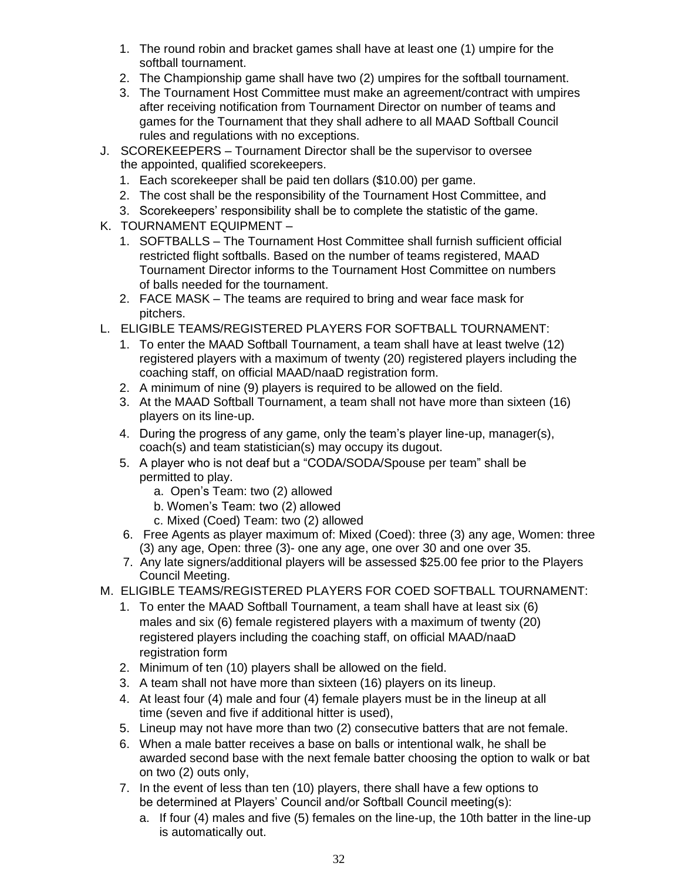1. The round robin and bracket games shall have at least one (1) umpire for the softball tournament.
2. The Championship game shall have two (2) umpires for the softball tournament.
3. The Tournament Host Committee must make an agreement/contract with umpires after receiving notification from Tournament Director on number of teams and games for the Tournament that they shall adhere to all MAAD Softball Council rules and regulations with no exceptions.

J. SCOREKEEPERS – Tournament Director shall be the supervisor to oversee the appointed, qualified scorekeepers.
   1. Each scorekeeper shall be paid ten dollars ($10.00) per game.
   2. The cost shall be the responsibility of the Tournament Host Committee, and
   3. Scorekeepers' responsibility shall be to complete the statistic of the game.

K. TOURNAMENT EQUIPMENT –
   1. SOFTBALLS – The Tournament Host Committee shall furnish sufficient official restricted flight softballs. Based on the number of teams registered, MAAD Tournament Director informs to the Tournament Host Committee on numbers of balls needed for the tournament.
   2. FACE MASK – The teams are required to bring and wear face mask for pitchers.

L. ELIGIBLE TEAMS/REGISTERED PLAYERS FOR SOFTBALL TOURNAMENT:
   1. To enter the MAAD Softball Tournament, a team shall have at least twelve (12) registered players with a maximum of twenty (20) registered players including the coaching staff, on official MAAD/naaD registration form.
   2. A minimum of nine (9) players is required to be allowed on the field.
   3. At the MAAD Softball Tournament, a team shall not have more than sixteen (16) players on its line-up.
   4. During the progress of any game, only the team's player line-up, manager(s), coach(s) and team statistician(s) may occupy its dugout.
   5. A player who is not deaf but a "CODA/SODA/Spouse per team" shall be permitted to play.
      a. Open's Team: two (2) allowed
      b. Women's Team: two (2) allowed
      c. Mixed (Coed) Team: two (2) allowed
   6. Free Agents as player maximum of: Mixed (Coed): three (3) any age, Women: three (3) any age, Open: three (3)- one any age, one over 30 and one over 35.
   7. Any late signers/additional players will be assessed $25.00 fee prior to the Players Council Meeting.

M. ELIGIBLE TEAMS/REGISTERED PLAYERS FOR COED SOFTBALL TOURNAMENT:
   1. To enter the MAAD Softball Tournament, a team shall have at least six (6) males and six (6) female registered players with a maximum of twenty (20) registered players including the coaching staff, on official MAAD/naaD registration form
   2. Minimum of ten (10) players shall be allowed on the field.
   3. A team shall not have more than sixteen (16) players on its lineup.
   4. At least four (4) male and four (4) female players must be in the lineup at all time (seven and five if additional hitter is used),
   5. Lineup may not have more than two (2) consecutive batters that are not female.
   6. When a male batter receives a base on balls or intentional walk, he shall be awarded second base with the next female batter choosing the option to walk or bat on two (2) outs only,
   7. In the event of less than ten (10) players, there shall have a few options to be determined at Players' Council and/or Softball Council meeting(s):
      a. If four (4) males and five (5) females on the line-up, the 10th batter in the line-up is automatically out.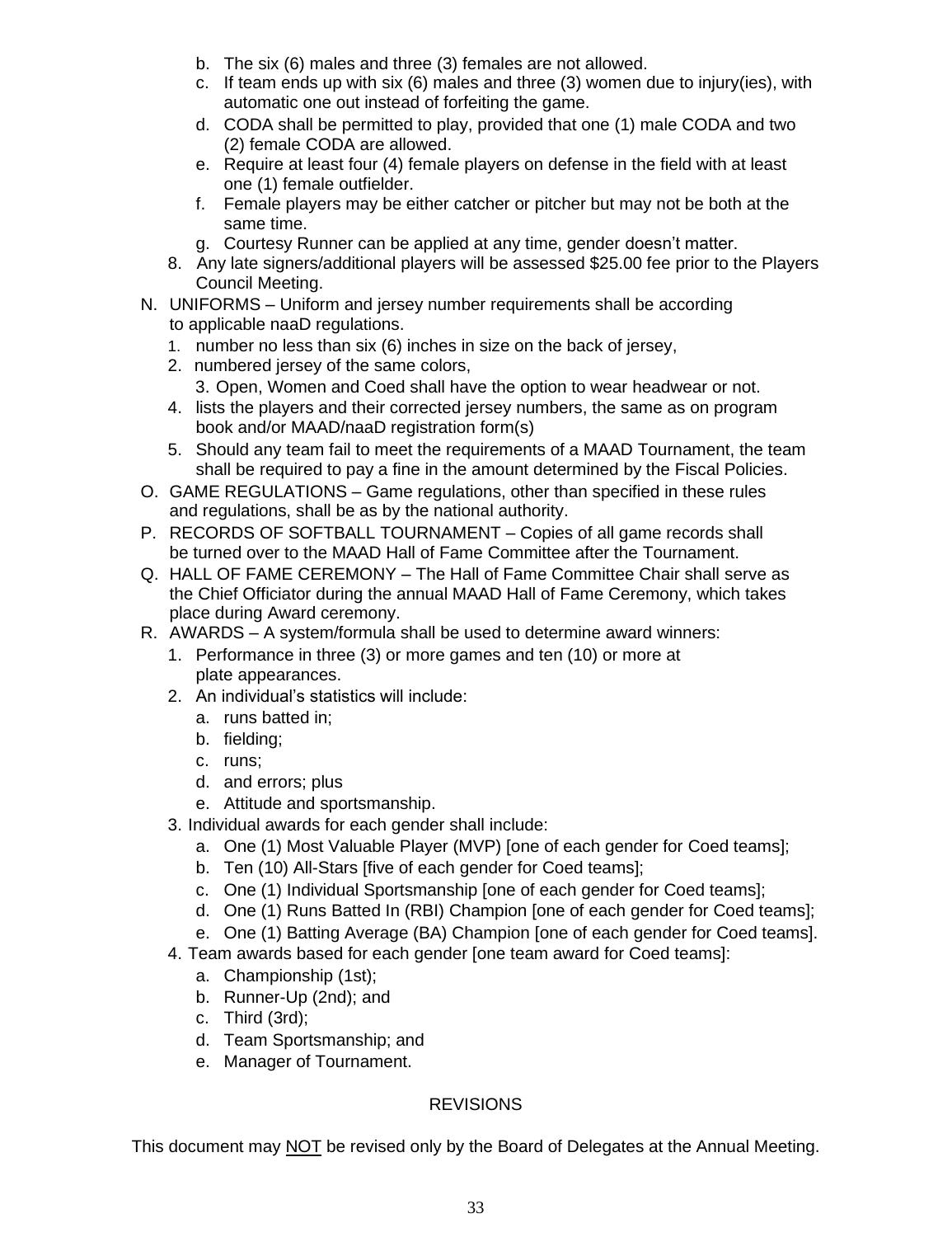b. The six (6) males and three (3) females are not allowed.
c. If team ends up with six (6) males and three (3) women due to injury(ies), with automatic one out instead of forfeiting the game.
d. CODA shall be permitted to play, provided that one (1) male CODA and two (2) female CODA are allowed.
e. Require at least four (4) female players on defense in the field with at least one (1) female outfielder.
f. Female players may be either catcher or pitcher but may not be both at the same time.
g. Courtesy Runner can be applied at any time, gender doesn't matter.

8. Any late signers/additional players will be assessed $25.00 fee prior to the Players Council Meeting.

N. UNIFORMS – Uniform and jersey number requirements shall be according to applicable naaD regulations.
   1. number no less than six (6) inches in size on the back of jersey,
   2. numbered jersey of the same colors,
   3. Open, Women and Coed shall have the option to wear headwear or not.
   4. lists the players and their corrected jersey numbers, the same as on program book and/or MAAD/naaD registration form(s)
   5. Should any team fail to meet the requirements of a MAAD Tournament, the team shall be required to pay a fine in the amount determined by the Fiscal Policies.

O. GAME REGULATIONS – Game regulations, other than specified in these rules and regulations, shall be as by the national authority.

P. RECORDS OF SOFTBALL TOURNAMENT – Copies of all game records shall be turned over to the MAAD Hall of Fame Committee after the Tournament.

Q. HALL OF FAME CEREMONY – The Hall of Fame Committee Chair shall serve as the Chief Officiator during the annual MAAD Hall of Fame Ceremony, which takes place during Award ceremony.

R. AWARDS – A system/formula shall be used to determine award winners:
   1. Performance in three (3) or more games and ten (10) or more at plate appearances.
   2. An individual's statistics will include:
      a. runs batted in;
      b. fielding;
      c. runs;
      d. and errors; plus
      e. Attitude and sportsmanship.
   3. Individual awards for each gender shall include:
      a. One (1) Most Valuable Player (MVP) [one of each gender for Coed teams];
      b. Ten (10) All-Stars [five of each gender for Coed teams];
      c. One (1) Individual Sportsmanship [one of each gender for Coed teams];
      d. One (1) Runs Batted In (RBI) Champion [one of each gender for Coed teams];
      e. One (1) Batting Average (BA) Champion [one of each gender for Coed teams].
   4. Team awards based for each gender [one team award for Coed teams]:
      a. Championship (1st);
      b. Runner-Up (2nd); and
      c. Third (3rd);
      d. Team Sportsmanship; and
      e. Manager of Tournament.

## REVISIONS

This document may NOT be revised only by the Board of Delegates at the Annual Meeting.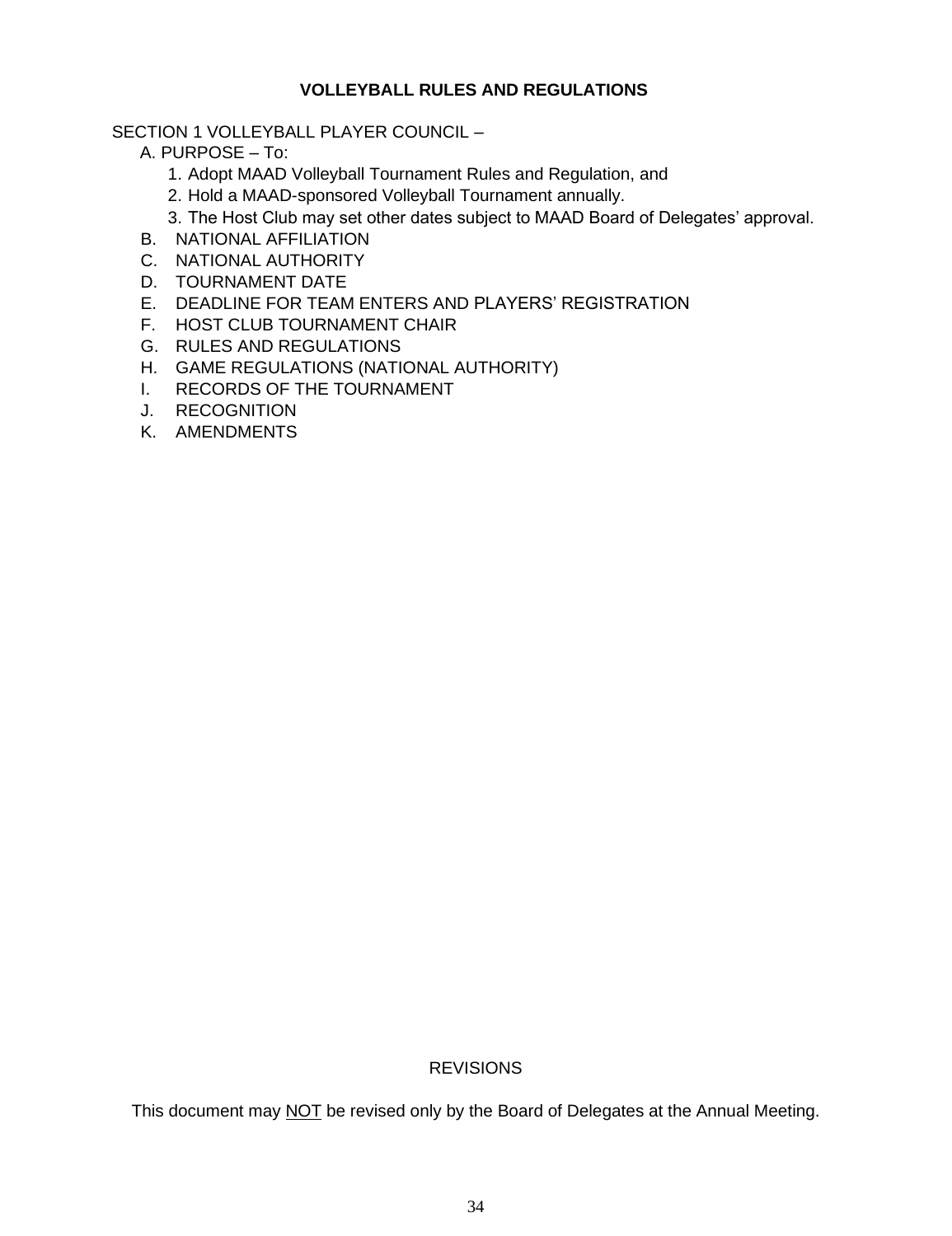# VOLLEYBALL RULES AND REGULATIONS

SECTION 1 VOLLEYBALL PLAYER COUNCIL –

A. PURPOSE – To:

1. Adopt MAAD Volleyball Tournament Rules and Regulation, and
2. Hold a MAAD-sponsored Volleyball Tournament annually.
3. The Host Club may set other dates subject to MAAD Board of Delegates' approval.

B. NATIONAL AFFILIATION

C. NATIONAL AUTHORITY

D. TOURNAMENT DATE

E. DEADLINE FOR TEAM ENTERS AND PLAYERS' REGISTRATION

F. HOST CLUB TOURNAMENT CHAIR

G. RULES AND REGULATIONS

H. GAME REGULATIONS (NATIONAL AUTHORITY)

I. RECORDS OF THE TOURNAMENT

J. RECOGNITION

K. AMENDMENTS

REVISIONS

This document may <u>NOT</u> be revised only by the Board of Delegates at the Annual Meeting.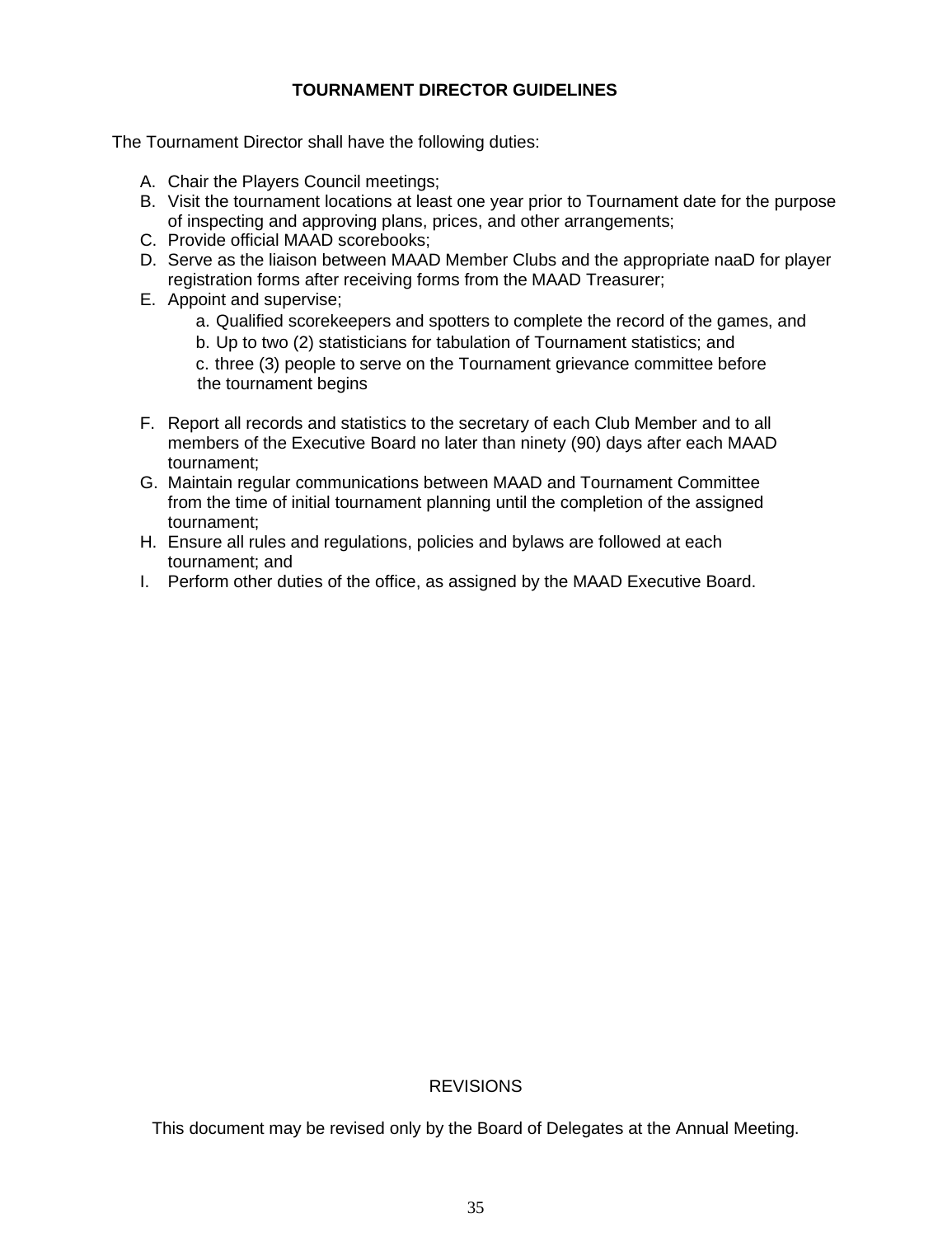# TOURNAMENT DIRECTOR GUIDELINES

The Tournament Director shall have the following duties:

A. Chair the Players Council meetings;
B. Visit the tournament locations at least one year prior to Tournament date for the purpose of inspecting and approving plans, prices, and other arrangements;
C. Provide official MAAD scorebooks;
D. Serve as the liaison between MAAD Member Clubs and the appropriate naaD for player registration forms after receiving forms from the MAAD Treasurer;
E. Appoint and supervise;
    a. Qualified scorekeepers and spotters to complete the record of the games, and
    b. Up to two (2) statisticians for tabulation of Tournament statistics; and
    c. three (3) people to serve on the Tournament grievance committee before the tournament begins

F. Report all records and statistics to the secretary of each Club Member and to all members of the Executive Board no later than ninety (90) days after each MAAD tournament;
G. Maintain regular communications between MAAD and Tournament Committee from the time of initial tournament planning until the completion of the assigned tournament;
H. Ensure all rules and regulations, policies and bylaws are followed at each tournament; and
I. Perform other duties of the office, as assigned by the MAAD Executive Board.

## REVISIONS

This document may be revised only by the Board of Delegates at the Annual Meeting.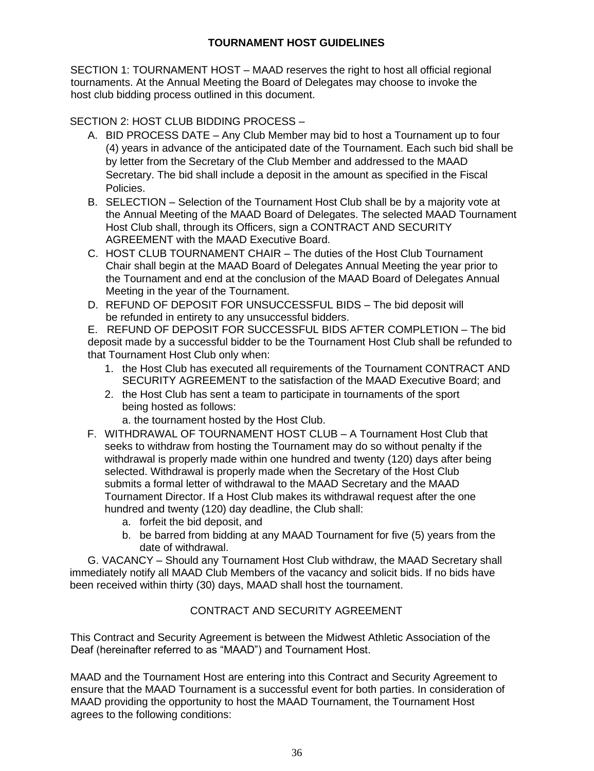## TOURNAMENT HOST GUIDELINES

SECTION 1: TOURNAMENT HOST – MAAD reserves the right to host all official regional tournaments. At the Annual Meeting the Board of Delegates may choose to invoke the host club bidding process outlined in this document.

SECTION 2: HOST CLUB BIDDING PROCESS –

A. BID PROCESS DATE – Any Club Member may bid to host a Tournament up to four (4) years in advance of the anticipated date of the Tournament. Each such bid shall be by letter from the Secretary of the Club Member and addressed to the MAAD Secretary. The bid shall include a deposit in the amount as specified in the Fiscal Policies.

B. SELECTION – Selection of the Tournament Host Club shall be by a majority vote at the Annual Meeting of the MAAD Board of Delegates. The selected MAAD Tournament Host Club shall, through its Officers, sign a CONTRACT AND SECURITY AGREEMENT with the MAAD Executive Board.

C. HOST CLUB TOURNAMENT CHAIR – The duties of the Host Club Tournament Chair shall begin at the MAAD Board of Delegates Annual Meeting the year prior to the Tournament and end at the conclusion of the MAAD Board of Delegates Annual Meeting in the year of the Tournament.

D. REFUND OF DEPOSIT FOR UNSUCCESSFUL BIDS – The bid deposit will be refunded in entirety to any unsuccessful bidders.

E. REFUND OF DEPOSIT FOR SUCCESSFUL BIDS AFTER COMPLETION – The bid deposit made by a successful bidder to be the Tournament Host Club shall be refunded to that Tournament Host Club only when:

1. the Host Club has executed all requirements of the Tournament CONTRACT AND SECURITY AGREEMENT to the satisfaction of the MAAD Executive Board; and
2. the Host Club has sent a team to participate in tournaments of the sport being hosted as follows:
   a. the tournament hosted by the Host Club.

F. WITHDRAWAL OF TOURNAMENT HOST CLUB – A Tournament Host Club that seeks to withdraw from hosting the Tournament may do so without penalty if the withdrawal is properly made within one hundred and twenty (120) days after being selected. Withdrawal is properly made when the Secretary of the Host Club submits a formal letter of withdrawal to the MAAD Secretary and the MAAD Tournament Director. If a Host Club makes its withdrawal request after the one hundred and twenty (120) day deadline, the Club shall:

a. forfeit the bid deposit, and
b. be barred from bidding at any MAAD Tournament for five (5) years from the date of withdrawal.

G. VACANCY – Should any Tournament Host Club withdraw, the MAAD Secretary shall immediately notify all MAAD Club Members of the vacancy and solicit bids. If no bids have been received within thirty (30) days, MAAD shall host the tournament.

### CONTRACT AND SECURITY AGREEMENT

This Contract and Security Agreement is between the Midwest Athletic Association of the Deaf (hereinafter referred to as "MAAD") and Tournament Host.

MAAD and the Tournament Host are entering into this Contract and Security Agreement to ensure that the MAAD Tournament is a successful event for both parties. In consideration of MAAD providing the opportunity to host the MAAD Tournament, the Tournament Host agrees to the following conditions: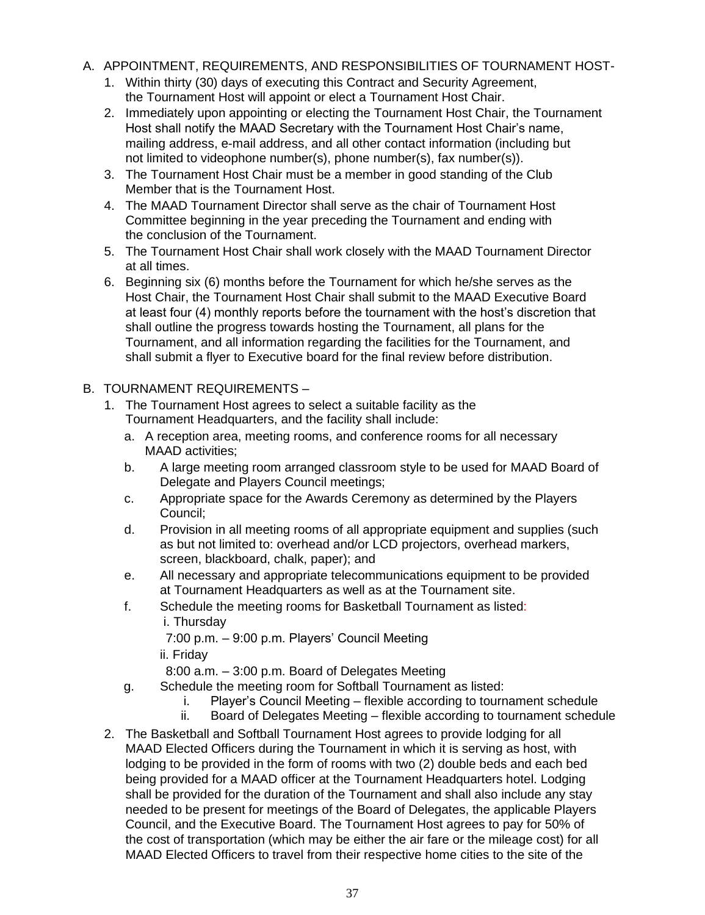A. APPOINTMENT, REQUIREMENTS, AND RESPONSIBILITIES OF TOURNAMENT HOST-

1. Within thirty (30) days of executing this Contract and Security Agreement, the Tournament Host will appoint or elect a Tournament Host Chair.
2. Immediately upon appointing or electing the Tournament Host Chair, the Tournament Host shall notify the MAAD Secretary with the Tournament Host Chair's name, mailing address, e-mail address, and all other contact information (including but not limited to videophone number(s), phone number(s), fax number(s)).
3. The Tournament Host Chair must be a member in good standing of the Club Member that is the Tournament Host.
4. The MAAD Tournament Director shall serve as the chair of Tournament Host Committee beginning in the year preceding the Tournament and ending with the conclusion of the Tournament.
5. The Tournament Host Chair shall work closely with the MAAD Tournament Director at all times.
6. Beginning six (6) months before the Tournament for which he/she serves as the Host Chair, the Tournament Host Chair shall submit to the MAAD Executive Board at least four (4) monthly reports before the tournament with the host's discretion that shall outline the progress towards hosting the Tournament, all plans for the Tournament, and all information regarding the facilities for the Tournament, and shall submit a flyer to Executive board for the final review before distribution.

B. TOURNAMENT REQUIREMENTS –

1. The Tournament Host agrees to select a suitable facility as the Tournament Headquarters, and the facility shall include:
   a. A reception area, meeting rooms, and conference rooms for all necessary MAAD activities;
   b. A large meeting room arranged classroom style to be used for MAAD Board of Delegate and Players Council meetings;
   c. Appropriate space for the Awards Ceremony as determined by the Players Council;
   d. Provision in all meeting rooms of all appropriate equipment and supplies (such as but not limited to: overhead and/or LCD projectors, overhead markers, screen, blackboard, chalk, paper); and
   e. All necessary and appropriate telecommunications equipment to be provided at Tournament Headquarters as well as at the Tournament site.
   f. Schedule the meeting rooms for Basketball Tournament as listed:
      i. Thursday
         7:00 p.m. – 9:00 p.m. Players' Council Meeting
      ii. Friday
         8:00 a.m. – 3:00 p.m. Board of Delegates Meeting
   g. Schedule the meeting room for Softball Tournament as listed:
      i. Player's Council Meeting – flexible according to tournament schedule
      ii. Board of Delegates Meeting – flexible according to tournament schedule
2. The Basketball and Softball Tournament Host agrees to provide lodging for all MAAD Elected Officers during the Tournament in which it is serving as host, with lodging to be provided in the form of rooms with two (2) double beds and each bed being provided for a MAAD officer at the Tournament Headquarters hotel. Lodging shall be provided for the duration of the Tournament and shall also include any stay needed to be present for meetings of the Board of Delegates, the applicable Players Council, and the Executive Board. The Tournament Host agrees to pay for 50% of the cost of transportation (which may be either the air fare or the mileage cost) for all MAAD Elected Officers to travel from their respective home cities to the site of the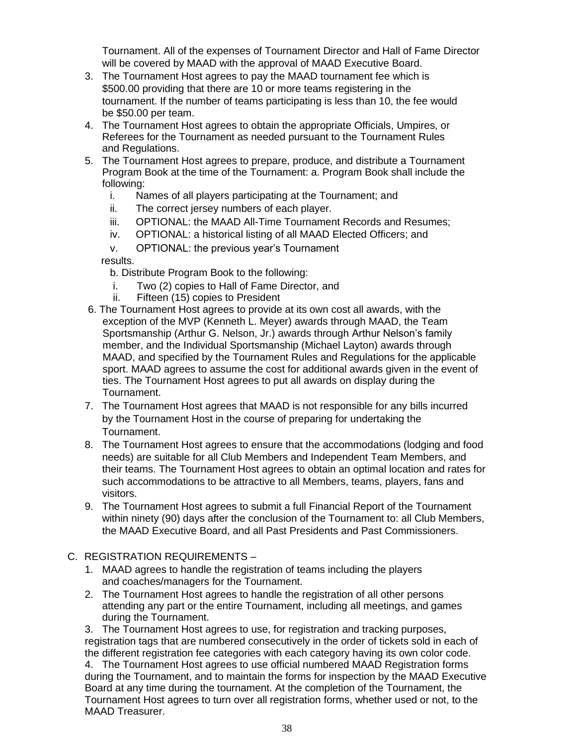Tournament. All of the expenses of Tournament Director and Hall of Fame Director will be covered by MAAD with the approval of MAAD Executive Board.

3. The Tournament Host agrees to pay the MAAD tournament fee which is $500.00 providing that there are 10 or more teams registering in the tournament. If the number of teams participating is less than 10, the fee would be $50.00 per team.
4. The Tournament Host agrees to obtain the appropriate Officials, Umpires, or Referees for the Tournament as needed pursuant to the Tournament Rules and Regulations.
5. The Tournament Host agrees to prepare, produce, and distribute a Tournament Program Book at the time of the Tournament: a. Program Book shall include the following:
   i. Names of all players participating at the Tournament; and
   ii. The correct jersey numbers of each player.
   iii. OPTIONAL: the MAAD All-Time Tournament Records and Resumes;
   iv. OPTIONAL: a historical listing of all MAAD Elected Officers; and
   v. OPTIONAL: the previous year's Tournament results.

   b. Distribute Program Book to the following:
   i. Two (2) copies to Hall of Fame Director, and
   ii. Fifteen (15) copies to President
6. The Tournament Host agrees to provide at its own cost all awards, with the exception of the MVP (Kenneth L. Meyer) awards through MAAD, the Team Sportsmanship (Arthur G. Nelson, Jr.) awards through Arthur Nelson's family member, and the Individual Sportsmanship (Michael Layton) awards through MAAD, and specified by the Tournament Rules and Regulations for the applicable sport. MAAD agrees to assume the cost for additional awards given in the event of ties. The Tournament Host agrees to put all awards on display during the Tournament.
7. The Tournament Host agrees that MAAD is not responsible for any bills incurred by the Tournament Host in the course of preparing for undertaking the Tournament.
8. The Tournament Host agrees to ensure that the accommodations (lodging and food needs) are suitable for all Club Members and Independent Team Members, and their teams. The Tournament Host agrees to obtain an optimal location and rates for such accommodations to be attractive to all Members, teams, players, fans and visitors.
9. The Tournament Host agrees to submit a full Financial Report of the Tournament within ninety (90) days after the conclusion of the Tournament to: all Club Members, the MAAD Executive Board, and all Past Presidents and Past Commissioners.

C. REGISTRATION REQUIREMENTS –

1. MAAD agrees to handle the registration of teams including the players and coaches/managers for the Tournament.
2. The Tournament Host agrees to handle the registration of all other persons attending any part or the entire Tournament, including all meetings, and games during the Tournament.
3. The Tournament Host agrees to use, for registration and tracking purposes, registration tags that are numbered consecutively in the order of tickets sold in each of the different registration fee categories with each category having its own color code.
4. The Tournament Host agrees to use official numbered MAAD Registration forms during the Tournament, and to maintain the forms for inspection by the MAAD Executive Board at any time during the tournament. At the completion of the Tournament, the Tournament Host agrees to turn over all registration forms, whether used or not, to the MAAD Treasurer.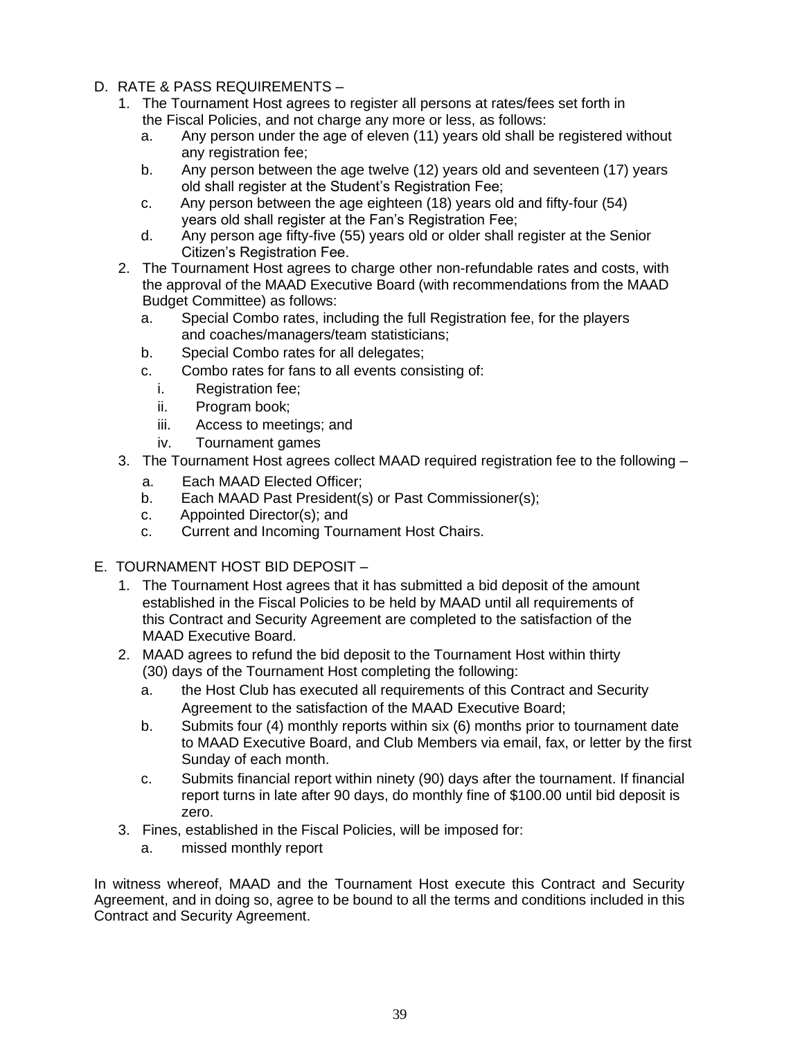D. RATE & PASS REQUIREMENTS –

1. The Tournament Host agrees to register all persons at rates/fees set forth in the Fiscal Policies, and not charge any more or less, as follows:
   a. Any person under the age of eleven (11) years old shall be registered without any registration fee;
   b. Any person between the age twelve (12) years old and seventeen (17) years old shall register at the Student's Registration Fee;
   c. Any person between the age eighteen (18) years old and fifty-four (54) years old shall register at the Fan's Registration Fee;
   d. Any person age fifty-five (55) years old or older shall register at the Senior Citizen's Registration Fee.
2. The Tournament Host agrees to charge other non-refundable rates and costs, with the approval of the MAAD Executive Board (with recommendations from the MAAD Budget Committee) as follows:
   a. Special Combo rates, including the full Registration fee, for the players and coaches/managers/team statisticians;
   b. Special Combo rates for all delegates;
   c. Combo rates for fans to all events consisting of:
      i. Registration fee;
      ii. Program book;
      iii. Access to meetings; and
      iv. Tournament games
3. The Tournament Host agrees collect MAAD required registration fee to the following –
   a. Each MAAD Elected Officer;
   b. Each MAAD Past President(s) or Past Commissioner(s);
   c. Appointed Director(s); and
   c. Current and Incoming Tournament Host Chairs.

E. TOURNAMENT HOST BID DEPOSIT –

1. The Tournament Host agrees that it has submitted a bid deposit of the amount established in the Fiscal Policies to be held by MAAD until all requirements of this Contract and Security Agreement are completed to the satisfaction of the MAAD Executive Board.
2. MAAD agrees to refund the bid deposit to the Tournament Host within thirty (30) days of the Tournament Host completing the following:
   a. the Host Club has executed all requirements of this Contract and Security Agreement to the satisfaction of the MAAD Executive Board;
   b. Submits four (4) monthly reports within six (6) months prior to tournament date to MAAD Executive Board, and Club Members via email, fax, or letter by the first Sunday of each month.
   c. Submits financial report within ninety (90) days after the tournament. If financial report turns in late after 90 days, do monthly fine of $100.00 until bid deposit is zero.
3. Fines, established in the Fiscal Policies, will be imposed for:
   a. missed monthly report

In witness whereof, MAAD and the Tournament Host execute this Contract and Security Agreement, and in doing so, agree to be bound to all the terms and conditions included in this Contract and Security Agreement.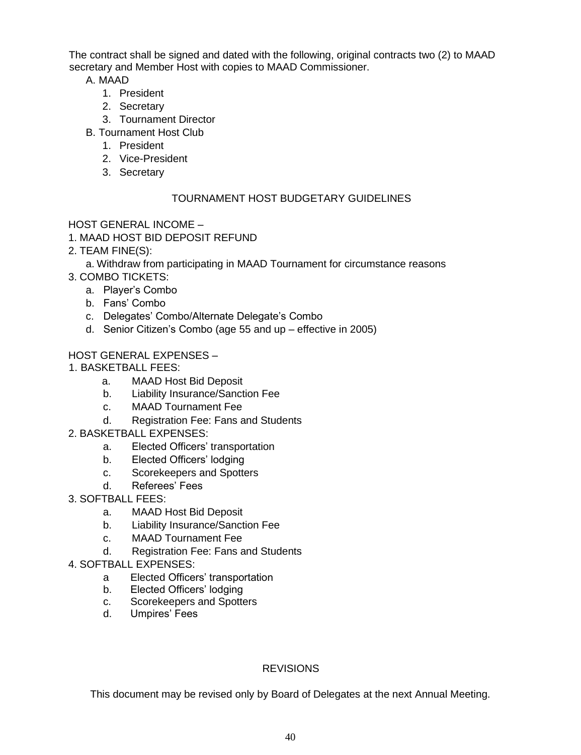The contract shall be signed and dated with the following, original contracts two (2) to MAAD secretary and Member Host with copies to MAAD Commissioner.

A. MAAD
   1. President
   2. Secretary
   3. Tournament Director
B. Tournament Host Club
   1. President
   2. Vice-President
   3. Secretary

## TOURNAMENT HOST BUDGETARY GUIDELINES

HOST GENERAL INCOME –

1. MAAD HOST BID DEPOSIT REFUND
2. TEAM FINE(S):
   a. Withdraw from participating in MAAD Tournament for circumstance reasons
3. COMBO TICKETS:
   a. Player's Combo
   b. Fans' Combo
   c. Delegates' Combo/Alternate Delegate's Combo
   d. Senior Citizen's Combo (age 55 and up – effective in 2005)

HOST GENERAL EXPENSES –

1. BASKETBALL FEES:
   a. MAAD Host Bid Deposit
   b. Liability Insurance/Sanction Fee
   c. MAAD Tournament Fee
   d. Registration Fee: Fans and Students
2. BASKETBALL EXPENSES:
   a. Elected Officers' transportation
   b. Elected Officers' lodging
   c. Scorekeepers and Spotters
   d. Referees' Fees
3. SOFTBALL FEES:
   a. MAAD Host Bid Deposit
   b. Liability Insurance/Sanction Fee
   c. MAAD Tournament Fee
   d. Registration Fee: Fans and Students
4. SOFTBALL EXPENSES:
   a Elected Officers' transportation
   b. Elected Officers' lodging
   c. Scorekeepers and Spotters
   d. Umpires' Fees

## REVISIONS

This document may be revised only by Board of Delegates at the next Annual Meeting.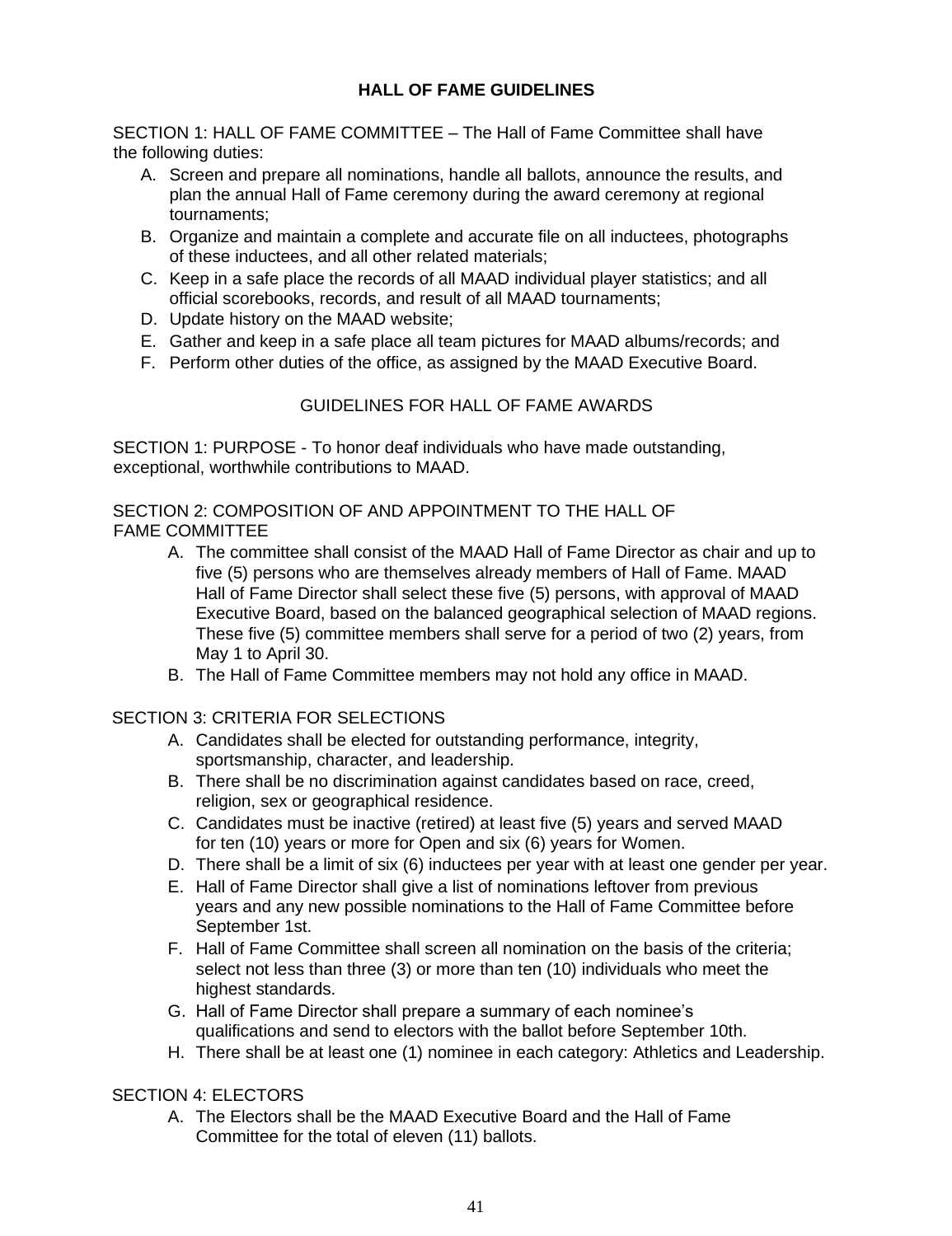# HALL OF FAME GUIDELINES

SECTION 1: HALL OF FAME COMMITTEE – The Hall of Fame Committee shall have the following duties:

A. Screen and prepare all nominations, handle all ballots, announce the results, and plan the annual Hall of Fame ceremony during the award ceremony at regional tournaments;
B. Organize and maintain a complete and accurate file on all inductees, photographs of these inductees, and all other related materials;
C. Keep in a safe place the records of all MAAD individual player statistics; and all official scorebooks, records, and result of all MAAD tournaments;
D. Update history on the MAAD website;
E. Gather and keep in a safe place all team pictures for MAAD albums/records; and
F. Perform other duties of the office, as assigned by the MAAD Executive Board.

## GUIDELINES FOR HALL OF FAME AWARDS

SECTION 1: PURPOSE - To honor deaf individuals who have made outstanding, exceptional, worthwhile contributions to MAAD.

SECTION 2: COMPOSITION OF AND APPOINTMENT TO THE HALL OF FAME COMMITTEE

A. The committee shall consist of the MAAD Hall of Fame Director as chair and up to five (5) persons who are themselves already members of Hall of Fame. MAAD Hall of Fame Director shall select these five (5) persons, with approval of MAAD Executive Board, based on the balanced geographical selection of MAAD regions. These five (5) committee members shall serve for a period of two (2) years, from May 1 to April 30.
B. The Hall of Fame Committee members may not hold any office in MAAD.

SECTION 3: CRITERIA FOR SELECTIONS

A. Candidates shall be elected for outstanding performance, integrity, sportsmanship, character, and leadership.
B. There shall be no discrimination against candidates based on race, creed, religion, sex or geographical residence.
C. Candidates must be inactive (retired) at least five (5) years and served MAAD for ten (10) years or more for Open and six (6) years for Women.
D. There shall be a limit of six (6) inductees per year with at least one gender per year.
E. Hall of Fame Director shall give a list of nominations leftover from previous years and any new possible nominations to the Hall of Fame Committee before September 1st.
F. Hall of Fame Committee shall screen all nomination on the basis of the criteria; select not less than three (3) or more than ten (10) individuals who meet the highest standards.
G. Hall of Fame Director shall prepare a summary of each nominee's qualifications and send to electors with the ballot before September 10th.
H. There shall be at least one (1) nominee in each category: Athletics and Leadership.

SECTION 4: ELECTORS

A. The Electors shall be the MAAD Executive Board and the Hall of Fame Committee for the total of eleven (11) ballots.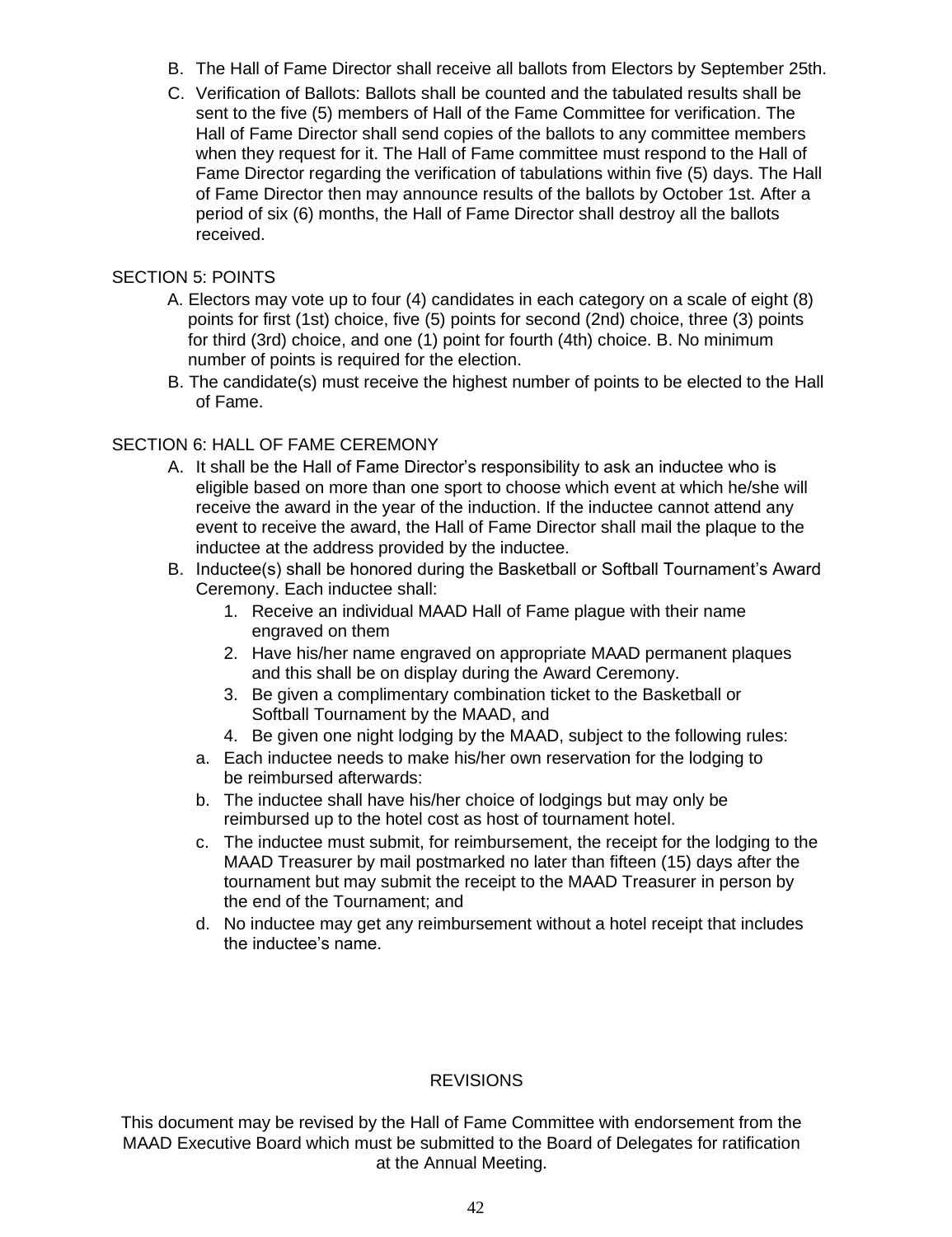B. The Hall of Fame Director shall receive all ballots from Electors by September 25th.

C. Verification of Ballots: Ballots shall be counted and the tabulated results shall be sent to the five (5) members of Hall of the Fame Committee for verification. The Hall of Fame Director shall send copies of the ballots to any committee members when they request for it. The Hall of Fame committee must respond to the Hall of Fame Director regarding the verification of tabulations within five (5) days. The Hall of Fame Director then may announce results of the ballots by October 1st. After a period of six (6) months, the Hall of Fame Director shall destroy all the ballots received.

SECTION 5: POINTS

A. Electors may vote up to four (4) candidates in each category on a scale of eight (8) points for first (1st) choice, five (5) points for second (2nd) choice, three (3) points for third (3rd) choice, and one (1) point for fourth (4th) choice. B. No minimum number of points is required for the election.

B. The candidate(s) must receive the highest number of points to be elected to the Hall of Fame.

SECTION 6: HALL OF FAME CEREMONY

A. It shall be the Hall of Fame Director's responsibility to ask an inductee who is eligible based on more than one sport to choose which event at which he/she will receive the award in the year of the induction. If the inductee cannot attend any event to receive the award, the Hall of Fame Director shall mail the plaque to the inductee at the address provided by the inductee.

B. Inductee(s) shall be honored during the Basketball or Softball Tournament's Award Ceremony. Each inductee shall:

1. Receive an individual MAAD Hall of Fame plague with their name engraved on them
2. Have his/her name engraved on appropriate MAAD permanent plaques and this shall be on display during the Award Ceremony.
3. Be given a complimentary combination ticket to the Basketball or Softball Tournament by the MAAD, and
4. Be given one night lodging by the MAAD, subject to the following rules:

a. Each inductee needs to make his/her own reservation for the lodging to be reimbursed afterwards:

b. The inductee shall have his/her choice of lodgings but may only be reimbursed up to the hotel cost as host of tournament hotel.

c. The inductee must submit, for reimbursement, the receipt for the lodging to the MAAD Treasurer by mail postmarked no later than fifteen (15) days after the tournament but may submit the receipt to the MAAD Treasurer in person by the end of the Tournament; and

d. No inductee may get any reimbursement without a hotel receipt that includes the inductee's name.

## REVISIONS

This document may be revised by the Hall of Fame Committee with endorsement from the MAAD Executive Board which must be submitted to the Board of Delegates for ratification at the Annual Meeting.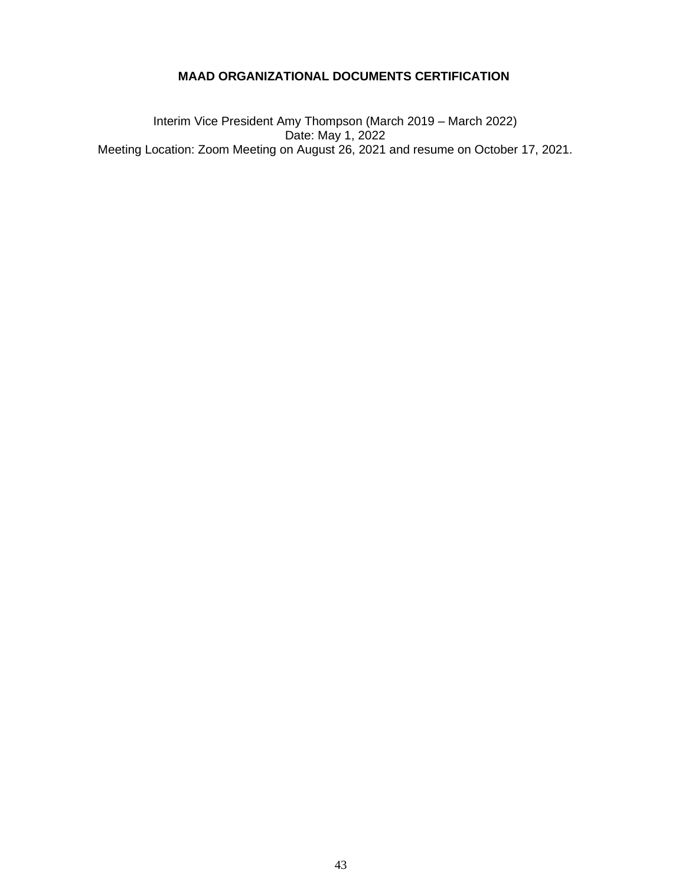**MAAD ORGANIZATIONAL DOCUMENTS CERTIFICATION**

Interim Vice President Amy Thompson (March 2019 – March 2022)
Date: May 1, 2022
Meeting Location: Zoom Meeting on August 26, 2021 and resume on October 17, 2021.